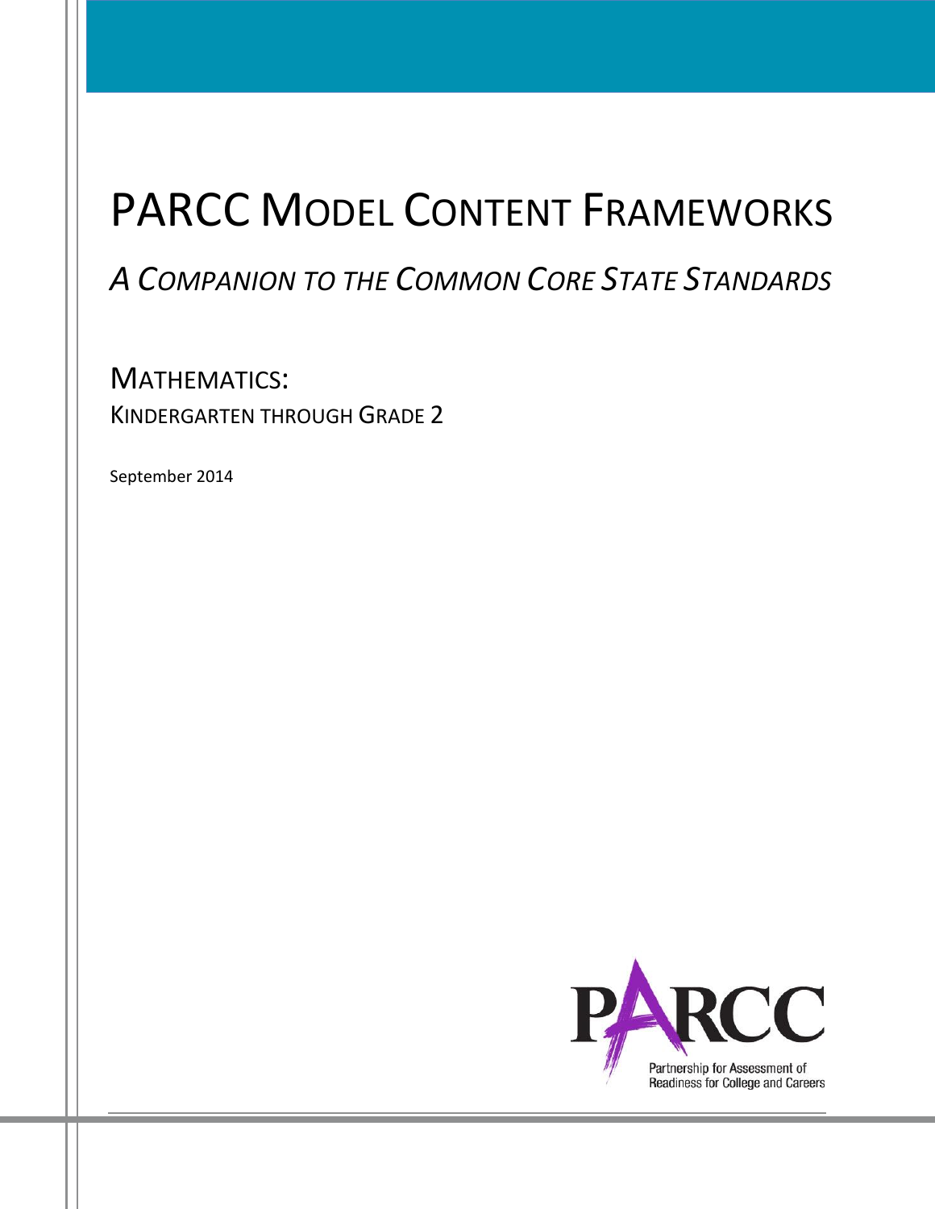# PARCC Model Content Frameworks

## *A Companion to the Common Core State Standards*

### Mathematics:
Kindergarten through Grade 2

September 2014

PARCC

Partnership for Assessment of Readiness for College and Careers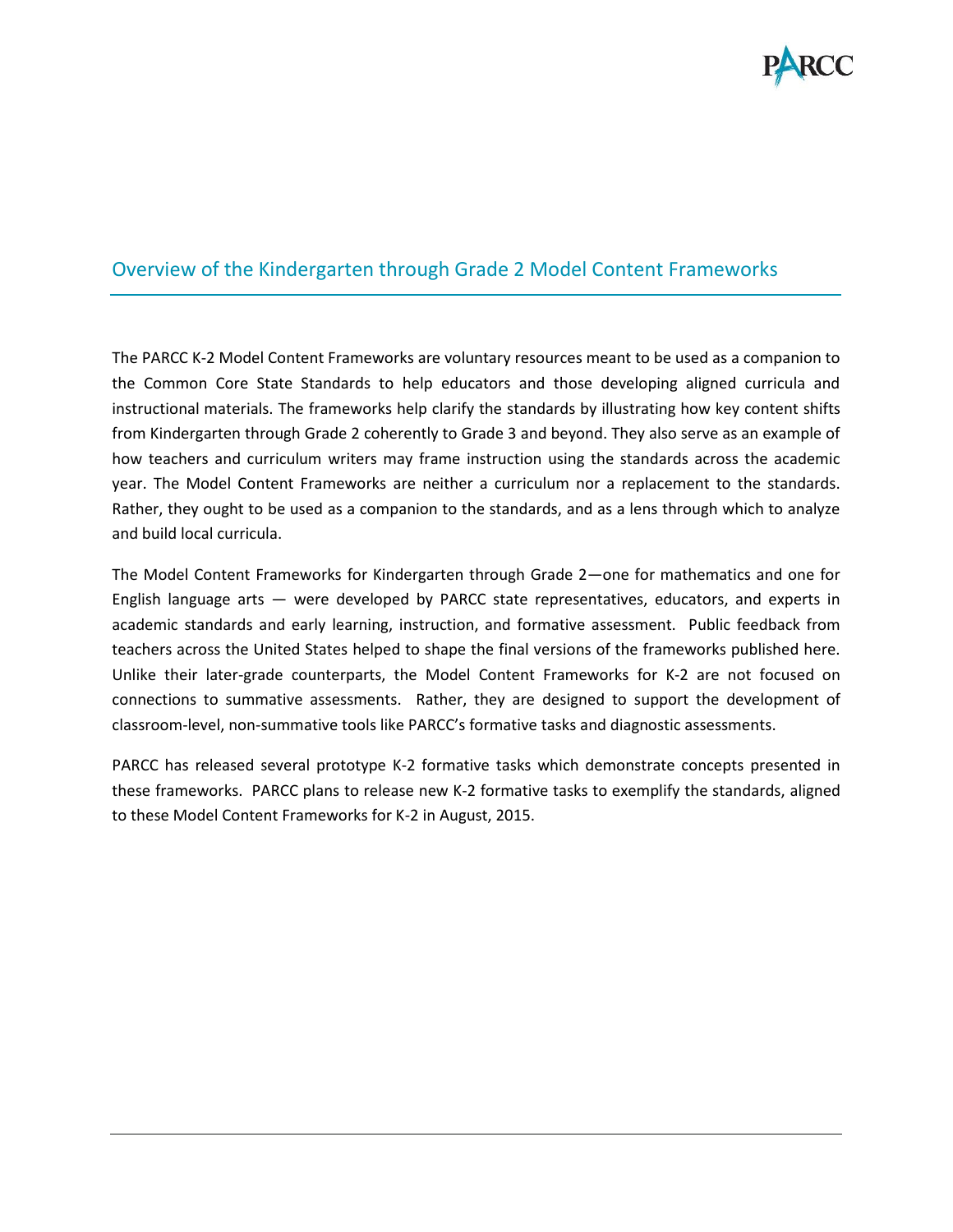## Overview of the Kindergarten through Grade 2 Model Content Frameworks

The PARCC K-2 Model Content Frameworks are voluntary resources meant to be used as a companion to the Common Core State Standards to help educators and those developing aligned curricula and instructional materials. The frameworks help clarify the standards by illustrating how key content shifts from Kindergarten through Grade 2 coherently to Grade 3 and beyond. They also serve as an example of how teachers and curriculum writers may frame instruction using the standards across the academic year. The Model Content Frameworks are neither a curriculum nor a replacement to the standards. Rather, they ought to be used as a companion to the standards, and as a lens through which to analyze and build local curricula.

The Model Content Frameworks for Kindergarten through Grade 2—one for mathematics and one for English language arts — were developed by PARCC state representatives, educators, and experts in academic standards and early learning, instruction, and formative assessment. Public feedback from teachers across the United States helped to shape the final versions of the frameworks published here. Unlike their later-grade counterparts, the Model Content Frameworks for K-2 are not focused on connections to summative assessments. Rather, they are designed to support the development of classroom-level, non-summative tools like PARCC's formative tasks and diagnostic assessments.

PARCC has released several prototype K-2 formative tasks which demonstrate concepts presented in these frameworks. PARCC plans to release new K-2 formative tasks to exemplify the standards, aligned to these Model Content Frameworks for K-2 in August, 2015.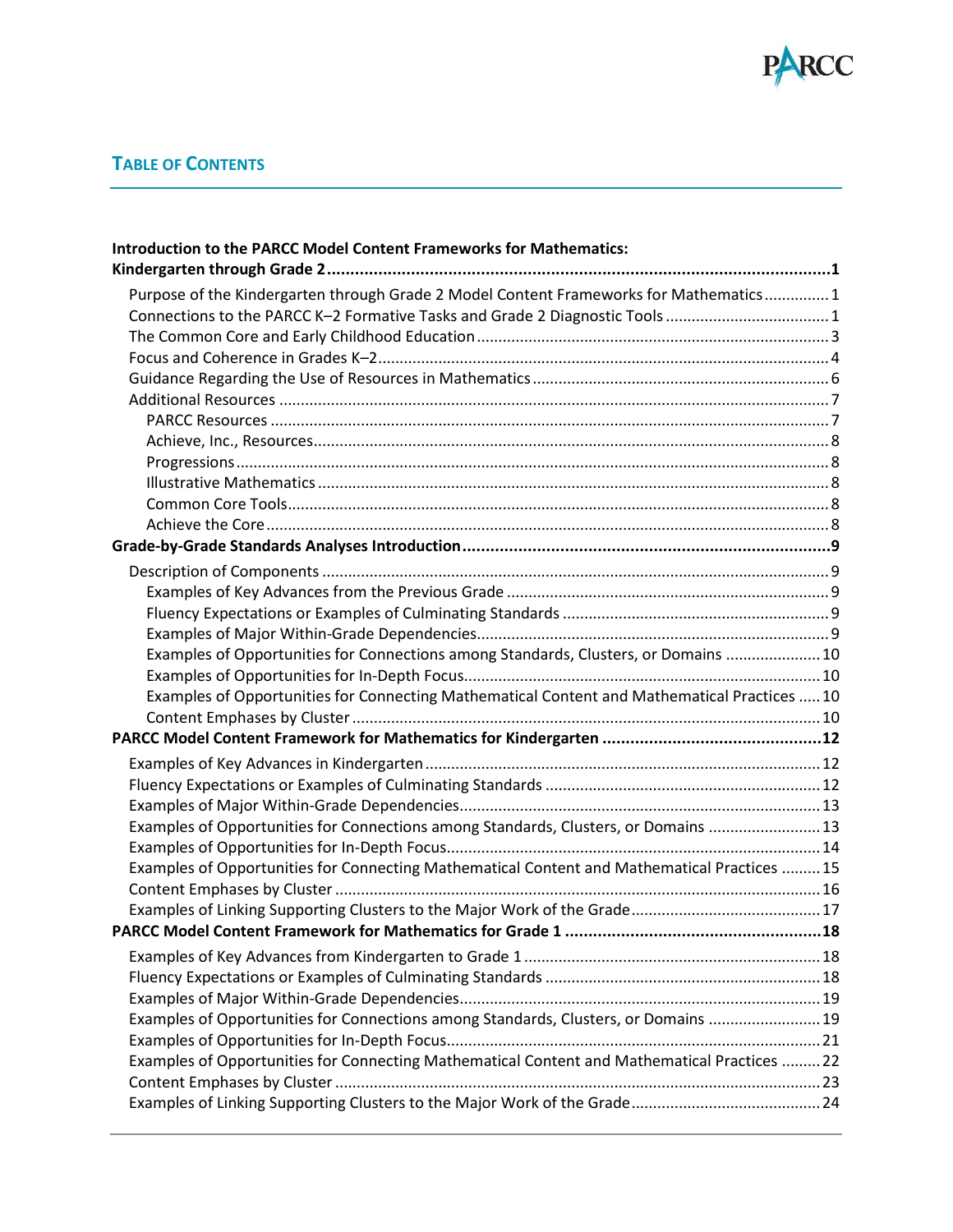## TABLE OF CONTENTS

**Introduction to the PARCC Model Content Frameworks for Mathematics: Kindergarten through Grade 2** .......... **1**

- Purpose of the Kindergarten through Grade 2 Model Content Frameworks for Mathematics .......... 1
- Connections to the PARCC K–2 Formative Tasks and Grade 2 Diagnostic Tools .......... 1
- The Common Core and Early Childhood Education .......... 3
- Focus and Coherence in Grades K–2 .......... 4
- Guidance Regarding the Use of Resources in Mathematics .......... 6
- Additional Resources .......... 7
  - PARCC Resources .......... 7
  - Achieve, Inc., Resources .......... 8
  - Progressions .......... 8
  - Illustrative Mathematics .......... 8
  - Common Core Tools .......... 8
  - Achieve the Core .......... 8

**Grade-by-Grade Standards Analyses Introduction** .......... **9**

- Description of Components .......... 9
  - Examples of Key Advances from the Previous Grade .......... 9
  - Fluency Expectations or Examples of Culminating Standards .......... 9
  - Examples of Major Within-Grade Dependencies .......... 9
  - Examples of Opportunities for Connections among Standards, Clusters, or Domains .......... 10
  - Examples of Opportunities for In-Depth Focus .......... 10
  - Examples of Opportunities for Connecting Mathematical Content and Mathematical Practices .......... 10
  - Content Emphases by Cluster .......... 10

**PARCC Model Content Framework for Mathematics for Kindergarten** .......... **12**

- Examples of Key Advances in Kindergarten .......... 12
- Fluency Expectations or Examples of Culminating Standards .......... 12
- Examples of Major Within-Grade Dependencies .......... 13
- Examples of Opportunities for Connections among Standards, Clusters, or Domains .......... 13
- Examples of Opportunities for In-Depth Focus .......... 14
- Examples of Opportunities for Connecting Mathematical Content and Mathematical Practices .......... 15
- Content Emphases by Cluster .......... 16
- Examples of Linking Supporting Clusters to the Major Work of the Grade .......... 17

**PARCC Model Content Framework for Mathematics for Grade 1** .......... **18**

- Examples of Key Advances from Kindergarten to Grade 1 .......... 18
- Fluency Expectations or Examples of Culminating Standards .......... 18
- Examples of Major Within-Grade Dependencies .......... 19
- Examples of Opportunities for Connections among Standards, Clusters, or Domains .......... 19
- Examples of Opportunities for In-Depth Focus .......... 21
- Examples of Opportunities for Connecting Mathematical Content and Mathematical Practices .......... 22
- Content Emphases by Cluster .......... 23
- Examples of Linking Supporting Clusters to the Major Work of the Grade .......... 24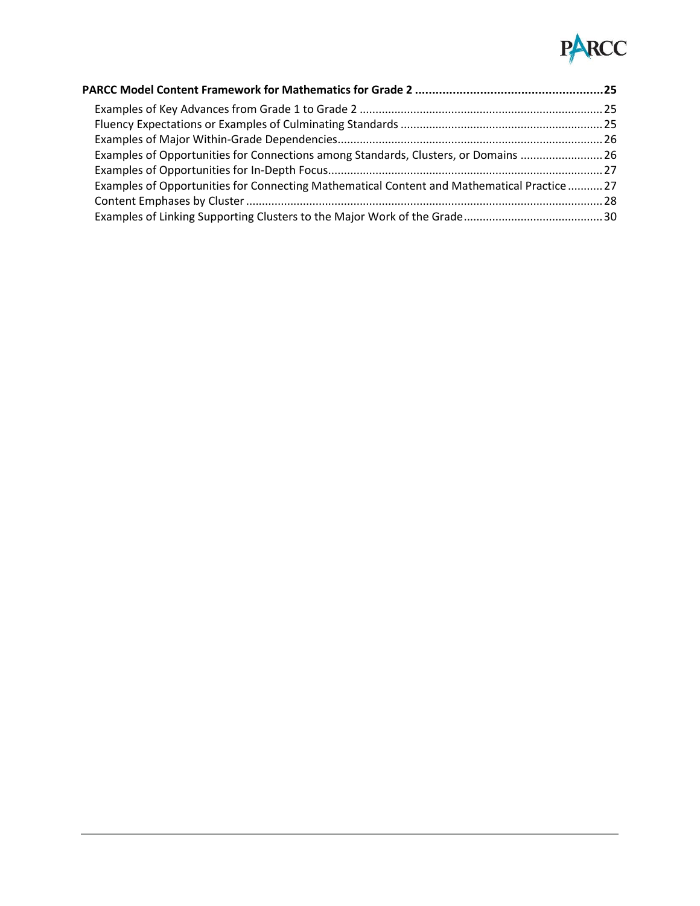**PARCC Model Content Framework for Mathematics for Grade 2 .......................................................25**

- Examples of Key Advances from Grade 1 to Grade 2 ........................................................................25
- Fluency Expectations or Examples of Culminating Standards ...............................................................25
- Examples of Major Within-Grade Dependencies...................................................................................26
- Examples of Opportunities for Connections among Standards, Clusters, or Domains ..........................26
- Examples of Opportunities for In-Depth Focus......................................................................................27
- Examples of Opportunities for Connecting Mathematical Content and Mathematical Practice ...........27
- Content Emphases by Cluster ................................................................................................................28
- Examples of Linking Supporting Clusters to the Major Work of the Grade...........................................30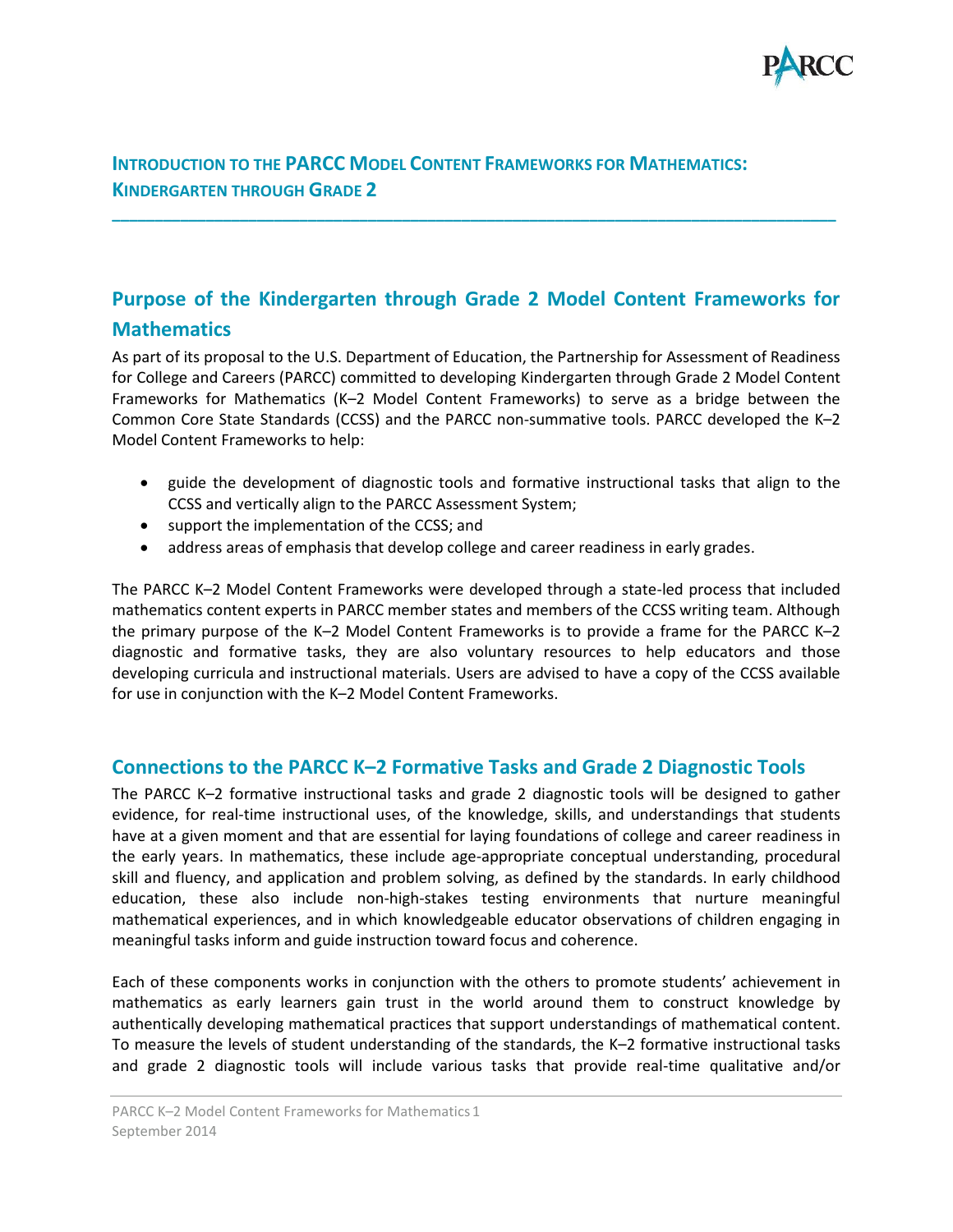## Introduction to the PARCC Model Content Frameworks for Mathematics: Kindergarten through Grade 2

---

## Purpose of the Kindergarten through Grade 2 Model Content Frameworks for Mathematics

As part of its proposal to the U.S. Department of Education, the Partnership for Assessment of Readiness for College and Careers (PARCC) committed to developing Kindergarten through Grade 2 Model Content Frameworks for Mathematics (K–2 Model Content Frameworks) to serve as a bridge between the Common Core State Standards (CCSS) and the PARCC non-summative tools. PARCC developed the K–2 Model Content Frameworks to help:

- guide the development of diagnostic tools and formative instructional tasks that align to the CCSS and vertically align to the PARCC Assessment System;
- support the implementation of the CCSS; and
- address areas of emphasis that develop college and career readiness in early grades.

The PARCC K–2 Model Content Frameworks were developed through a state-led process that included mathematics content experts in PARCC member states and members of the CCSS writing team. Although the primary purpose of the K–2 Model Content Frameworks is to provide a frame for the PARCC K–2 diagnostic and formative tasks, they are also voluntary resources to help educators and those developing curricula and instructional materials. Users are advised to have a copy of the CCSS available for use in conjunction with the K–2 Model Content Frameworks.

## Connections to the PARCC K–2 Formative Tasks and Grade 2 Diagnostic Tools

The PARCC K–2 formative instructional tasks and grade 2 diagnostic tools will be designed to gather evidence, for real-time instructional uses, of the knowledge, skills, and understandings that students have at a given moment and that are essential for laying foundations of college and career readiness in the early years. In mathematics, these include age-appropriate conceptual understanding, procedural skill and fluency, and application and problem solving, as defined by the standards. In early childhood education, these also include non-high-stakes testing environments that nurture meaningful mathematical experiences, and in which knowledgeable educator observations of children engaging in meaningful tasks inform and guide instruction toward focus and coherence.

Each of these components works in conjunction with the others to promote students' achievement in mathematics as early learners gain trust in the world around them to construct knowledge by authentically developing mathematical practices that support understandings of mathematical content. To measure the levels of student understanding of the standards, the K–2 formative instructional tasks and grade 2 diagnostic tools will include various tasks that provide real-time qualitative and/or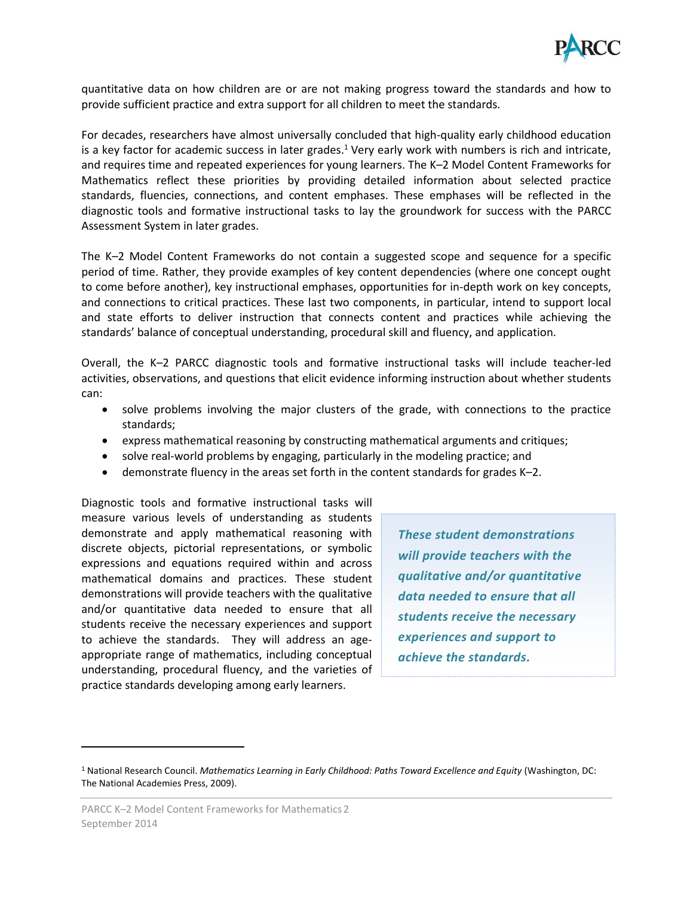quantitative data on how children are or are not making progress toward the standards and how to provide sufficient practice and extra support for all children to meet the standards.

For decades, researchers have almost universally concluded that high-quality early childhood education is a key factor for academic success in later grades.[1] Very early work with numbers is rich and intricate, and requires time and repeated experiences for young learners. The K–2 Model Content Frameworks for Mathematics reflect these priorities by providing detailed information about selected practice standards, fluencies, connections, and content emphases. These emphases will be reflected in the diagnostic tools and formative instructional tasks to lay the groundwork for success with the PARCC Assessment System in later grades.

The K–2 Model Content Frameworks do not contain a suggested scope and sequence for a specific period of time. Rather, they provide examples of key content dependencies (where one concept ought to come before another), key instructional emphases, opportunities for in-depth work on key concepts, and connections to critical practices. These last two components, in particular, intend to support local and state efforts to deliver instruction that connects content and practices while achieving the standards' balance of conceptual understanding, procedural skill and fluency, and application.

Overall, the K–2 PARCC diagnostic tools and formative instructional tasks will include teacher-led activities, observations, and questions that elicit evidence informing instruction about whether students can:

- solve problems involving the major clusters of the grade, with connections to the practice standards;
- express mathematical reasoning by constructing mathematical arguments and critiques;
- solve real-world problems by engaging, particularly in the modeling practice; and
- demonstrate fluency in the areas set forth in the content standards for grades K–2.

Diagnostic tools and formative instructional tasks will measure various levels of understanding as students demonstrate and apply mathematical reasoning with discrete objects, pictorial representations, or symbolic expressions and equations required within and across mathematical domains and practices. These student demonstrations will provide teachers with the qualitative and/or quantitative data needed to ensure that all students receive the necessary experiences and support to achieve the standards. They will address an age-appropriate range of mathematics, including conceptual understanding, procedural fluency, and the varieties of practice standards developing among early learners.

> ***These student demonstrations will provide teachers with the qualitative and/or quantitative data needed to ensure that all students receive the necessary experiences and support to achieve the standards.***

[1] National Research Council. *Mathematics Learning in Early Childhood: Paths Toward Excellence and Equity* (Washington, DC: The National Academies Press, 2009).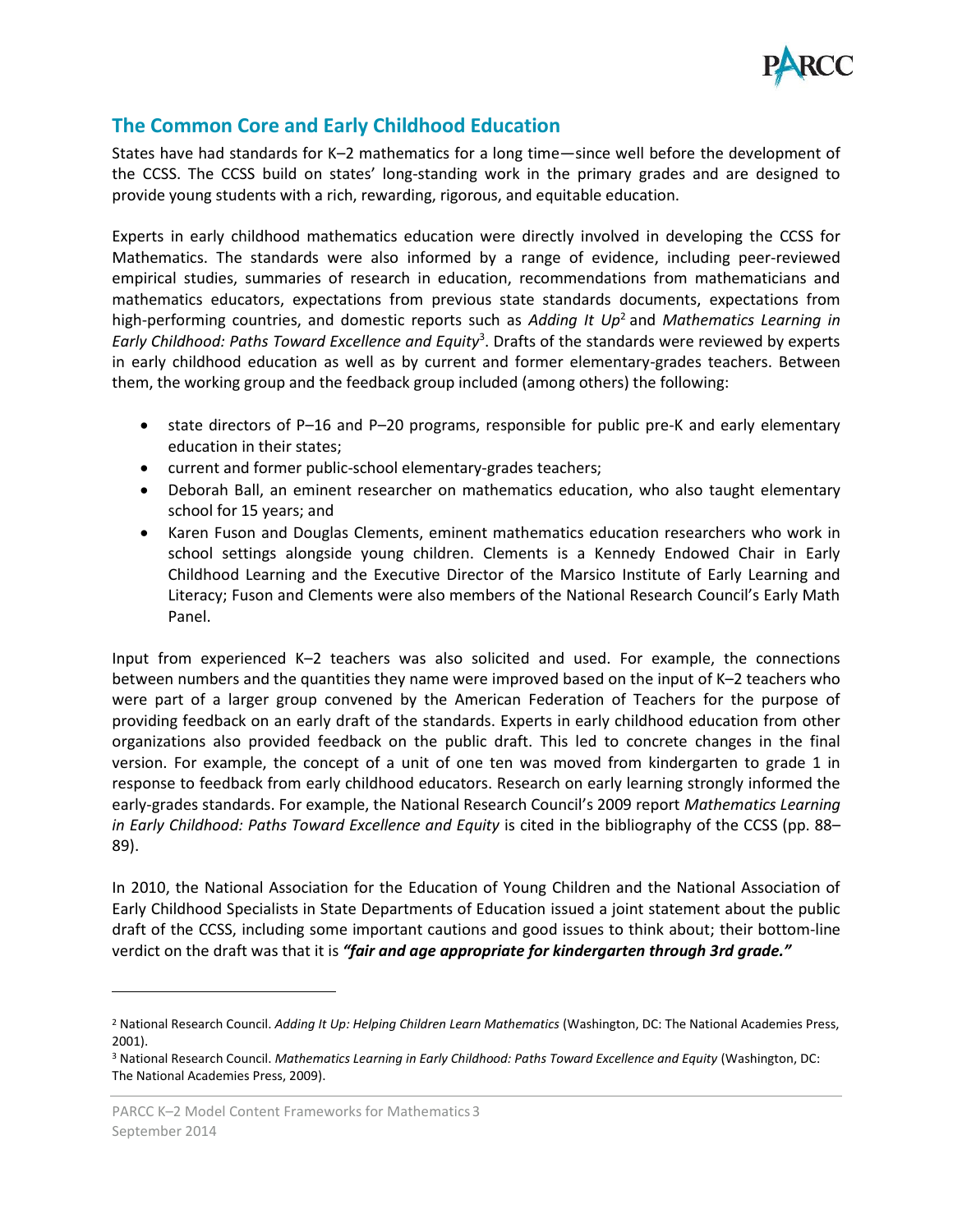## The Common Core and Early Childhood Education

States have had standards for K–2 mathematics for a long time—since well before the development of the CCSS. The CCSS build on states' long-standing work in the primary grades and are designed to provide young students with a rich, rewarding, rigorous, and equitable education.

Experts in early childhood mathematics education were directly involved in developing the CCSS for Mathematics. The standards were also informed by a range of evidence, including peer-reviewed empirical studies, summaries of research in education, recommendations from mathematicians and mathematics educators, expectations from previous state standards documents, expectations from high-performing countries, and domestic reports such as *Adding It Up*[2] and *Mathematics Learning in Early Childhood: Paths Toward Excellence and Equity*[3]. Drafts of the standards were reviewed by experts in early childhood education as well as by current and former elementary-grades teachers. Between them, the working group and the feedback group included (among others) the following:

- state directors of P–16 and P–20 programs, responsible for public pre-K and early elementary education in their states;
- current and former public-school elementary-grades teachers;
- Deborah Ball, an eminent researcher on mathematics education, who also taught elementary school for 15 years; and
- Karen Fuson and Douglas Clements, eminent mathematics education researchers who work in school settings alongside young children. Clements is a Kennedy Endowed Chair in Early Childhood Learning and the Executive Director of the Marsico Institute of Early Learning and Literacy; Fuson and Clements were also members of the National Research Council's Early Math Panel.

Input from experienced K–2 teachers was also solicited and used. For example, the connections between numbers and the quantities they name were improved based on the input of K–2 teachers who were part of a larger group convened by the American Federation of Teachers for the purpose of providing feedback on an early draft of the standards. Experts in early childhood education from other organizations also provided feedback on the public draft. This led to concrete changes in the final version. For example, the concept of a unit of one ten was moved from kindergarten to grade 1 in response to feedback from early childhood educators. Research on early learning strongly informed the early-grades standards. For example, the National Research Council's 2009 report *Mathematics Learning in Early Childhood: Paths Toward Excellence and Equity* is cited in the bibliography of the CCSS (pp. 88–89).

In 2010, the National Association for the Education of Young Children and the National Association of Early Childhood Specialists in State Departments of Education issued a joint statement about the public draft of the CCSS, including some important cautions and good issues to think about; their bottom-line verdict on the draft was that it is ***"fair and age appropriate for kindergarten through 3rd grade."***

---

[2] National Research Council. *Adding It Up: Helping Children Learn Mathematics* (Washington, DC: The National Academies Press, 2001).

[3] National Research Council. *Mathematics Learning in Early Childhood: Paths Toward Excellence and Equity* (Washington, DC: The National Academies Press, 2009).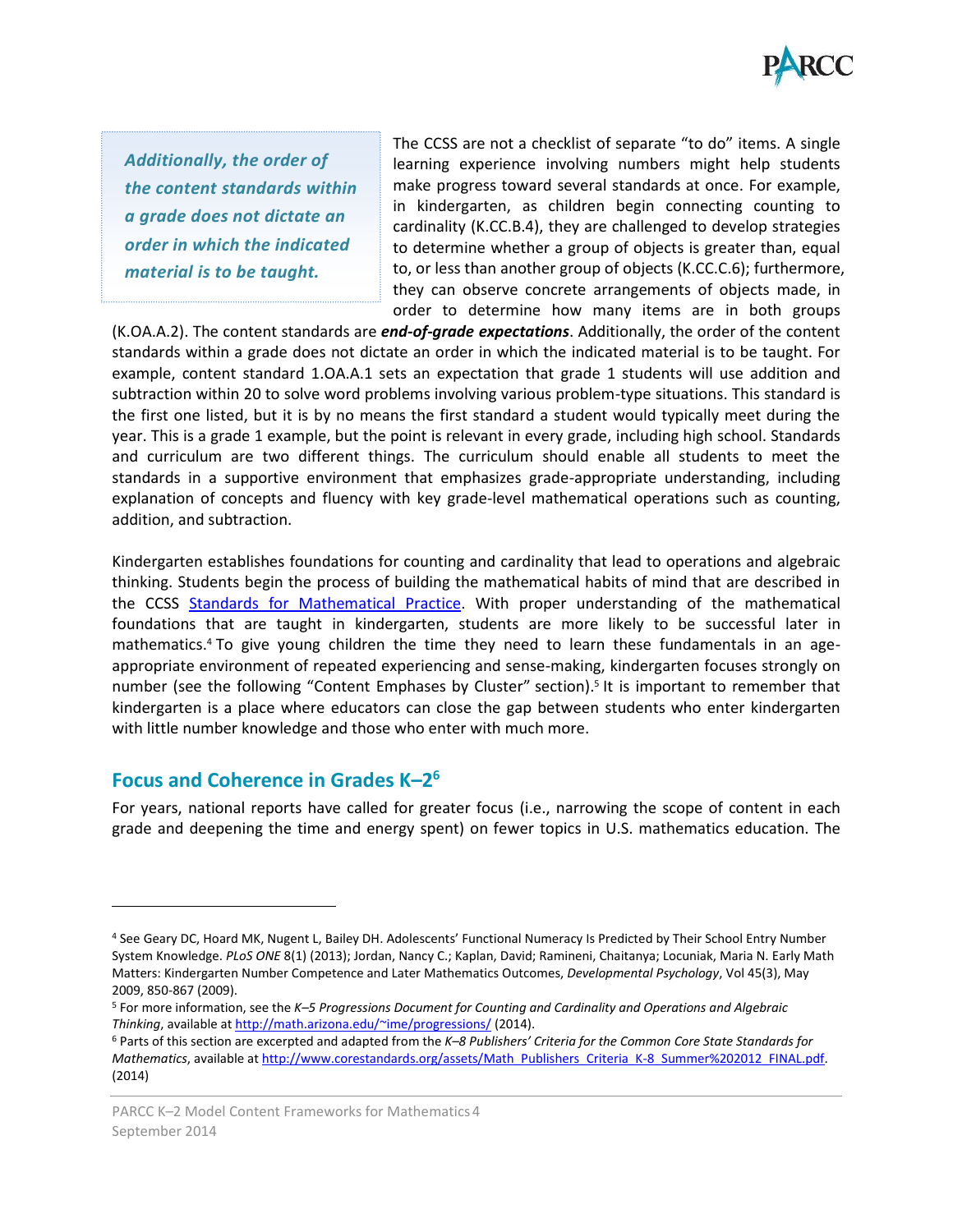*Additionally, the order of the content standards within a grade does not dictate an order in which the indicated material is to be taught.*

The CCSS are not a checklist of separate "to do" items. A single learning experience involving numbers might help students make progress toward several standards at once. For example, in kindergarten, as children begin connecting counting to cardinality (K.CC.B.4), they are challenged to develop strategies to determine whether a group of objects is greater than, equal to, or less than another group of objects (K.CC.C.6); furthermore, they can observe concrete arrangements of objects made, in order to determine how many items are in both groups (K.OA.A.2). The content standards are ***end-of-grade expectations***. Additionally, the order of the content standards within a grade does not dictate an order in which the indicated material is to be taught. For example, content standard 1.OA.A.1 sets an expectation that grade 1 students will use addition and subtraction within 20 to solve word problems involving various problem-type situations. This standard is the first one listed, but it is by no means the first standard a student would typically meet during the year. This is a grade 1 example, but the point is relevant in every grade, including high school. Standards and curriculum are two different things. The curriculum should enable all students to meet the standards in a supportive environment that emphasizes grade-appropriate understanding, including explanation of concepts and fluency with key grade-level mathematical operations such as counting, addition, and subtraction.

Kindergarten establishes foundations for counting and cardinality that lead to operations and algebraic thinking. Students begin the process of building the mathematical habits of mind that are described in the CCSS Standards for Mathematical Practice. With proper understanding of the mathematical foundations that are taught in kindergarten, students are more likely to be successful later in mathematics.[4] To give young children the time they need to learn these fundamentals in an age-appropriate environment of repeated experiencing and sense-making, kindergarten focuses strongly on number (see the following "Content Emphases by Cluster" section).[5] It is important to remember that kindergarten is a place where educators can close the gap between students who enter kindergarten with little number knowledge and those who enter with much more.

## Focus and Coherence in Grades K–2[6]

For years, national reports have called for greater focus (i.e., narrowing the scope of content in each grade and deepening the time and energy spent) on fewer topics in U.S. mathematics education. The

---

[4] See Geary DC, Hoard MK, Nugent L, Bailey DH. Adolescents' Functional Numeracy Is Predicted by Their School Entry Number System Knowledge. *PLoS ONE* 8(1) (2013); Jordan, Nancy C.; Kaplan, David; Ramineni, Chaitanya; Locuniak, Maria N. Early Math Matters: Kindergarten Number Competence and Later Mathematics Outcomes, *Developmental Psychology*, Vol 45(3), May 2009, 850-867 (2009).

[5] For more information, see the *K–5 Progressions Document for Counting and Cardinality and Operations and Algebraic Thinking*, available at http://math.arizona.edu/~ime/progressions/ (2014).

[6] Parts of this section are excerpted and adapted from the *K–8 Publishers' Criteria for the Common Core State Standards for Mathematics*, available at http://www.corestandards.org/assets/Math_Publishers_Criteria_K-8_Summer%202012_FINAL.pdf. (2014)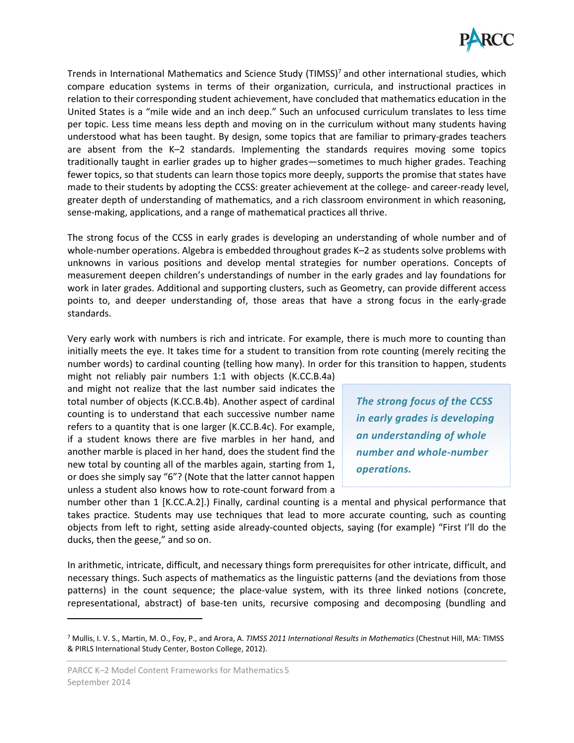Trends in International Mathematics and Science Study (TIMSS)[7] and other international studies, which compare education systems in terms of their organization, curricula, and instructional practices in relation to their corresponding student achievement, have concluded that mathematics education in the United States is a "mile wide and an inch deep." Such an unfocused curriculum translates to less time per topic. Less time means less depth and moving on in the curriculum without many students having understood what has been taught. By design, some topics that are familiar to primary-grades teachers are absent from the K–2 standards. Implementing the standards requires moving some topics traditionally taught in earlier grades up to higher grades—sometimes to much higher grades. Teaching fewer topics, so that students can learn those topics more deeply, supports the promise that states have made to their students by adopting the CCSS: greater achievement at the college- and career-ready level, greater depth of understanding of mathematics, and a rich classroom environment in which reasoning, sense-making, applications, and a range of mathematical practices all thrive.

The strong focus of the CCSS in early grades is developing an understanding of whole number and of whole-number operations. Algebra is embedded throughout grades K–2 as students solve problems with unknowns in various positions and develop mental strategies for number operations. Concepts of measurement deepen children's understandings of number in the early grades and lay foundations for work in later grades. Additional and supporting clusters, such as Geometry, can provide different access points to, and deeper understanding of, those areas that have a strong focus in the early-grade standards.

Very early work with numbers is rich and intricate. For example, there is much more to counting than initially meets the eye. It takes time for a student to transition from rote counting (merely reciting the number words) to cardinal counting (telling how many). In order for this transition to happen, students might not reliably pair numbers 1:1 with objects (K.CC.B.4a) and might not realize that the last number said indicates the total number of objects (K.CC.B.4b). Another aspect of cardinal counting is to understand that each successive number name refers to a quantity that is one larger (K.CC.B.4c). For example, if a student knows there are five marbles in her hand, and another marble is placed in her hand, does the student find the new total by counting all of the marbles again, starting from 1, or does she simply say "6"? (Note that the latter cannot happen unless a student also knows how to rote-count forward from a number other than 1 [K.CC.A.2].) Finally, cardinal counting is a mental and physical performance that takes practice. Students may use techniques that lead to more accurate counting, such as counting objects from left to right, setting aside already-counted objects, saying (for example) "First I'll do the ducks, then the geese," and so on.

> ***The strong focus of the CCSS in early grades is developing an understanding of whole number and whole-number operations.***

In arithmetic, intricate, difficult, and necessary things form prerequisites for other intricate, difficult, and necessary things. Such aspects of mathematics as the linguistic patterns (and the deviations from those patterns) in the count sequence; the place-value system, with its three linked notions (concrete, representational, abstract) of base-ten units, recursive composing and decomposing (bundling and

[7] Mullis, I. V. S., Martin, M. O., Foy, P., and Arora, A. *TIMSS 2011 International Results in Mathematics* (Chestnut Hill, MA: TIMSS & PIRLS International Study Center, Boston College, 2012).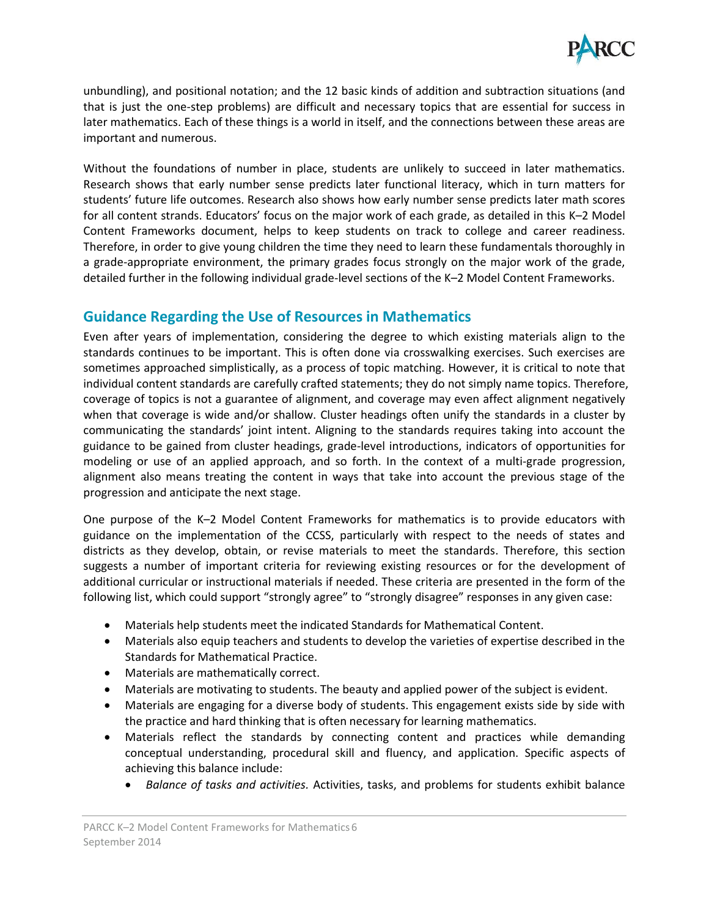unbundling), and positional notation; and the 12 basic kinds of addition and subtraction situations (and that is just the one-step problems) are difficult and necessary topics that are essential for success in later mathematics. Each of these things is a world in itself, and the connections between these areas are important and numerous.

Without the foundations of number in place, students are unlikely to succeed in later mathematics. Research shows that early number sense predicts later functional literacy, which in turn matters for students' future life outcomes. Research also shows how early number sense predicts later math scores for all content strands. Educators' focus on the major work of each grade, as detailed in this K–2 Model Content Frameworks document, helps to keep students on track to college and career readiness. Therefore, in order to give young children the time they need to learn these fundamentals thoroughly in a grade-appropriate environment, the primary grades focus strongly on the major work of the grade, detailed further in the following individual grade-level sections of the K–2 Model Content Frameworks.

## Guidance Regarding the Use of Resources in Mathematics

Even after years of implementation, considering the degree to which existing materials align to the standards continues to be important. This is often done via crosswalking exercises. Such exercises are sometimes approached simplistically, as a process of topic matching. However, it is critical to note that individual content standards are carefully crafted statements; they do not simply name topics. Therefore, coverage of topics is not a guarantee of alignment, and coverage may even affect alignment negatively when that coverage is wide and/or shallow. Cluster headings often unify the standards in a cluster by communicating the standards' joint intent. Aligning to the standards requires taking into account the guidance to be gained from cluster headings, grade-level introductions, indicators of opportunities for modeling or use of an applied approach, and so forth. In the context of a multi-grade progression, alignment also means treating the content in ways that take into account the previous stage of the progression and anticipate the next stage.

One purpose of the K–2 Model Content Frameworks for mathematics is to provide educators with guidance on the implementation of the CCSS, particularly with respect to the needs of states and districts as they develop, obtain, or revise materials to meet the standards. Therefore, this section suggests a number of important criteria for reviewing existing resources or for the development of additional curricular or instructional materials if needed. These criteria are presented in the form of the following list, which could support "strongly agree" to "strongly disagree" responses in any given case:

- Materials help students meet the indicated Standards for Mathematical Content.
- Materials also equip teachers and students to develop the varieties of expertise described in the Standards for Mathematical Practice.
- Materials are mathematically correct.
- Materials are motivating to students. The beauty and applied power of the subject is evident.
- Materials are engaging for a diverse body of students. This engagement exists side by side with the practice and hard thinking that is often necessary for learning mathematics.
- Materials reflect the standards by connecting content and practices while demanding conceptual understanding, procedural skill and fluency, and application. Specific aspects of achieving this balance include:
    - *Balance of tasks and activities.* Activities, tasks, and problems for students exhibit balance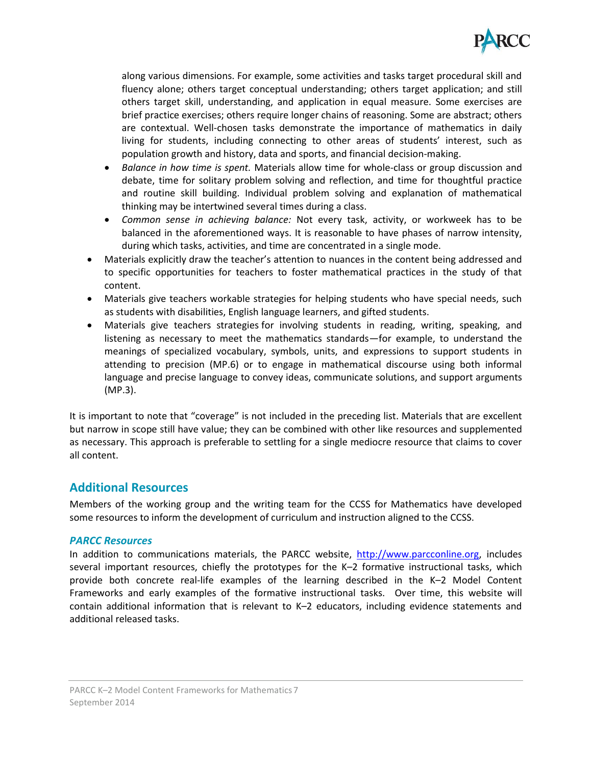along various dimensions. For example, some activities and tasks target procedural skill and fluency alone; others target conceptual understanding; others target application; and still others target skill, understanding, and application in equal measure. Some exercises are brief practice exercises; others require longer chains of reasoning. Some are abstract; others are contextual. Well-chosen tasks demonstrate the importance of mathematics in daily living for students, including connecting to other areas of students' interest, such as population growth and history, data and sports, and financial decision-making.

  - *Balance in how time is spent.* Materials allow time for whole-class or group discussion and debate, time for solitary problem solving and reflection, and time for thoughtful practice and routine skill building. Individual problem solving and explanation of mathematical thinking may be intertwined several times during a class.
  - *Common sense in achieving balance:* Not every task, activity, or workweek has to be balanced in the aforementioned ways. It is reasonable to have phases of narrow intensity, during which tasks, activities, and time are concentrated in a single mode.

- Materials explicitly draw the teacher's attention to nuances in the content being addressed and to specific opportunities for teachers to foster mathematical practices in the study of that content.
- Materials give teachers workable strategies for helping students who have special needs, such as students with disabilities, English language learners, and gifted students.
- Materials give teachers strategies for involving students in reading, writing, speaking, and listening as necessary to meet the mathematics standards—for example, to understand the meanings of specialized vocabulary, symbols, units, and expressions to support students in attending to precision (MP.6) or to engage in mathematical discourse using both informal language and precise language to convey ideas, communicate solutions, and support arguments (MP.3).

It is important to note that "coverage" is not included in the preceding list. Materials that are excellent but narrow in scope still have value; they can be combined with other like resources and supplemented as necessary. This approach is preferable to settling for a single mediocre resource that claims to cover all content.

## Additional Resources

Members of the working group and the writing team for the CCSS for Mathematics have developed some resources to inform the development of curriculum and instruction aligned to the CCSS.

### *PARCC Resources*

In addition to communications materials, the PARCC website, http://www.parcconline.org, includes several important resources, chiefly the prototypes for the K–2 formative instructional tasks, which provide both concrete real-life examples of the learning described in the K–2 Model Content Frameworks and early examples of the formative instructional tasks. Over time, this website will contain additional information that is relevant to K–2 educators, including evidence statements and additional released tasks.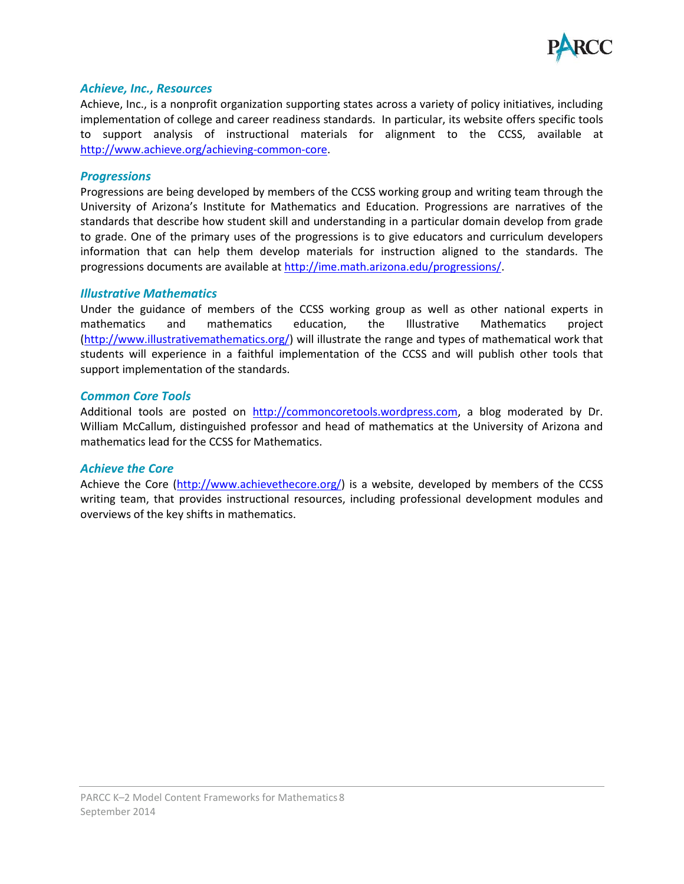### *Achieve, Inc., Resources*

Achieve, Inc., is a nonprofit organization supporting states across a variety of policy initiatives, including implementation of college and career readiness standards. In particular, its website offers specific tools to support analysis of instructional materials for alignment to the CCSS, available at http://www.achieve.org/achieving-common-core.

### *Progressions*

Progressions are being developed by members of the CCSS working group and writing team through the University of Arizona's Institute for Mathematics and Education. Progressions are narratives of the standards that describe how student skill and understanding in a particular domain develop from grade to grade. One of the primary uses of the progressions is to give educators and curriculum developers information that can help them develop materials for instruction aligned to the standards. The progressions documents are available at http://ime.math.arizona.edu/progressions/.

### *Illustrative Mathematics*

Under the guidance of members of the CCSS working group as well as other national experts in mathematics and mathematics education, the Illustrative Mathematics project (http://www.illustrativemathematics.org/) will illustrate the range and types of mathematical work that students will experience in a faithful implementation of the CCSS and will publish other tools that support implementation of the standards.

### *Common Core Tools*

Additional tools are posted on http://commoncoretools.wordpress.com, a blog moderated by Dr. William McCallum, distinguished professor and head of mathematics at the University of Arizona and mathematics lead for the CCSS for Mathematics.

### *Achieve the Core*

Achieve the Core (http://www.achievethecore.org/) is a website, developed by members of the CCSS writing team, that provides instructional resources, including professional development modules and overviews of the key shifts in mathematics.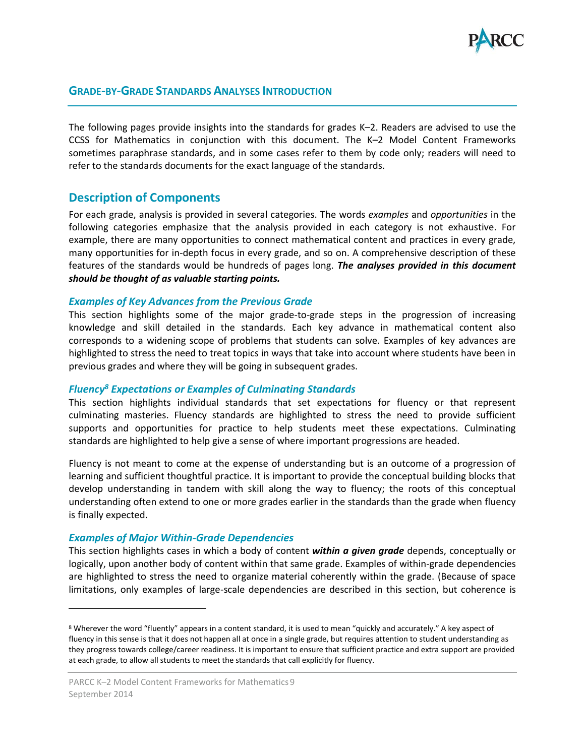## GRADE-BY-GRADE STANDARDS ANALYSES INTRODUCTION

The following pages provide insights into the standards for grades K–2. Readers are advised to use the CCSS for Mathematics in conjunction with this document. The K–2 Model Content Frameworks sometimes paraphrase standards, and in some cases refer to them by code only; readers will need to refer to the standards documents for the exact language of the standards.

## Description of Components

For each grade, analysis is provided in several categories. The words *examples* and *opportunities* in the following categories emphasize that the analysis provided in each category is not exhaustive. For example, there are many opportunities to connect mathematical content and practices in every grade, many opportunities for in-depth focus in every grade, and so on. A comprehensive description of these features of the standards would be hundreds of pages long. ***The analyses provided in this document should be thought of as valuable starting points.***

### *Examples of Key Advances from the Previous Grade*

This section highlights some of the major grade-to-grade steps in the progression of increasing knowledge and skill detailed in the standards. Each key advance in mathematical content also corresponds to a widening scope of problems that students can solve. Examples of key advances are highlighted to stress the need to treat topics in ways that take into account where students have been in previous grades and where they will be going in subsequent grades.

### *Fluency[8] Expectations or Examples of Culminating Standards*

This section highlights individual standards that set expectations for fluency or that represent culminating masteries. Fluency standards are highlighted to stress the need to provide sufficient supports and opportunities for practice to help students meet these expectations. Culminating standards are highlighted to help give a sense of where important progressions are headed.

Fluency is not meant to come at the expense of understanding but is an outcome of a progression of learning and sufficient thoughtful practice. It is important to provide the conceptual building blocks that develop understanding in tandem with skill along the way to fluency; the roots of this conceptual understanding often extend to one or more grades earlier in the standards than the grade when fluency is finally expected.

### *Examples of Major Within-Grade Dependencies*

This section highlights cases in which a body of content ***within a given grade*** depends, conceptually or logically, upon another body of content within that same grade. Examples of within-grade dependencies are highlighted to stress the need to organize material coherently within the grade. (Because of space limitations, only examples of large-scale dependencies are described in this section, but coherence is

---

[8] Wherever the word "fluently" appears in a content standard, it is used to mean "quickly and accurately." A key aspect of fluency in this sense is that it does not happen all at once in a single grade, but requires attention to student understanding as they progress towards college/career readiness. It is important to ensure that sufficient practice and extra support are provided at each grade, to allow all students to meet the standards that call explicitly for fluency.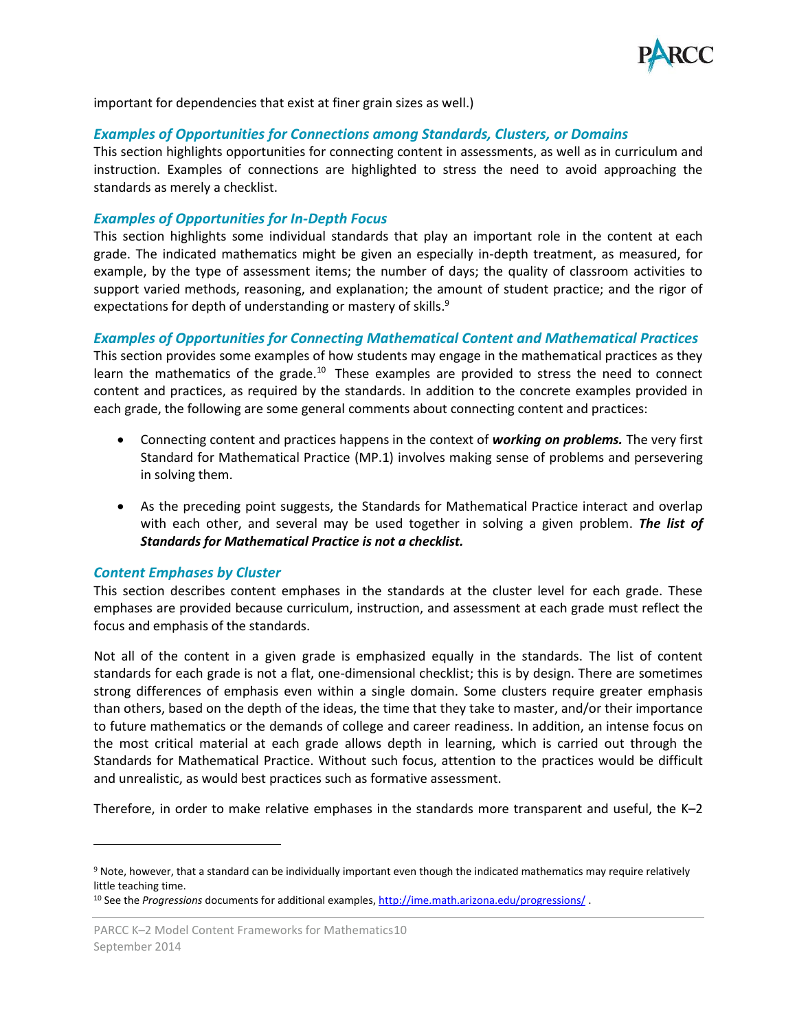important for dependencies that exist at finer grain sizes as well.)

### *Examples of Opportunities for Connections among Standards, Clusters, or Domains*

This section highlights opportunities for connecting content in assessments, as well as in curriculum and instruction. Examples of connections are highlighted to stress the need to avoid approaching the standards as merely a checklist.

### *Examples of Opportunities for In-Depth Focus*

This section highlights some individual standards that play an important role in the content at each grade. The indicated mathematics might be given an especially in-depth treatment, as measured, for example, by the type of assessment items; the number of days; the quality of classroom activities to support varied methods, reasoning, and explanation; the amount of student practice; and the rigor of expectations for depth of understanding or mastery of skills.[9]

### *Examples of Opportunities for Connecting Mathematical Content and Mathematical Practices*

This section provides some examples of how students may engage in the mathematical practices as they learn the mathematics of the grade.[10] These examples are provided to stress the need to connect content and practices, as required by the standards. In addition to the concrete examples provided in each grade, the following are some general comments about connecting content and practices:

- Connecting content and practices happens in the context of ***working on problems.*** The very first Standard for Mathematical Practice (MP.1) involves making sense of problems and persevering in solving them.
- As the preceding point suggests, the Standards for Mathematical Practice interact and overlap with each other, and several may be used together in solving a given problem. ***The list of Standards for Mathematical Practice is not a checklist.***

### *Content Emphases by Cluster*

This section describes content emphases in the standards at the cluster level for each grade. These emphases are provided because curriculum, instruction, and assessment at each grade must reflect the focus and emphasis of the standards.

Not all of the content in a given grade is emphasized equally in the standards. The list of content standards for each grade is not a flat, one-dimensional checklist; this is by design. There are sometimes strong differences of emphasis even within a single domain. Some clusters require greater emphasis than others, based on the depth of the ideas, the time that they take to master, and/or their importance to future mathematics or the demands of college and career readiness. In addition, an intense focus on the most critical material at each grade allows depth in learning, which is carried out through the Standards for Mathematical Practice. Without such focus, attention to the practices would be difficult and unrealistic, as would best practices such as formative assessment.

Therefore, in order to make relative emphases in the standards more transparent and useful, the K–2

---

[9] Note, however, that a standard can be individually important even though the indicated mathematics may require relatively little teaching time.

[10] See the *Progressions* documents for additional examples, http://ime.math.arizona.edu/progressions/ .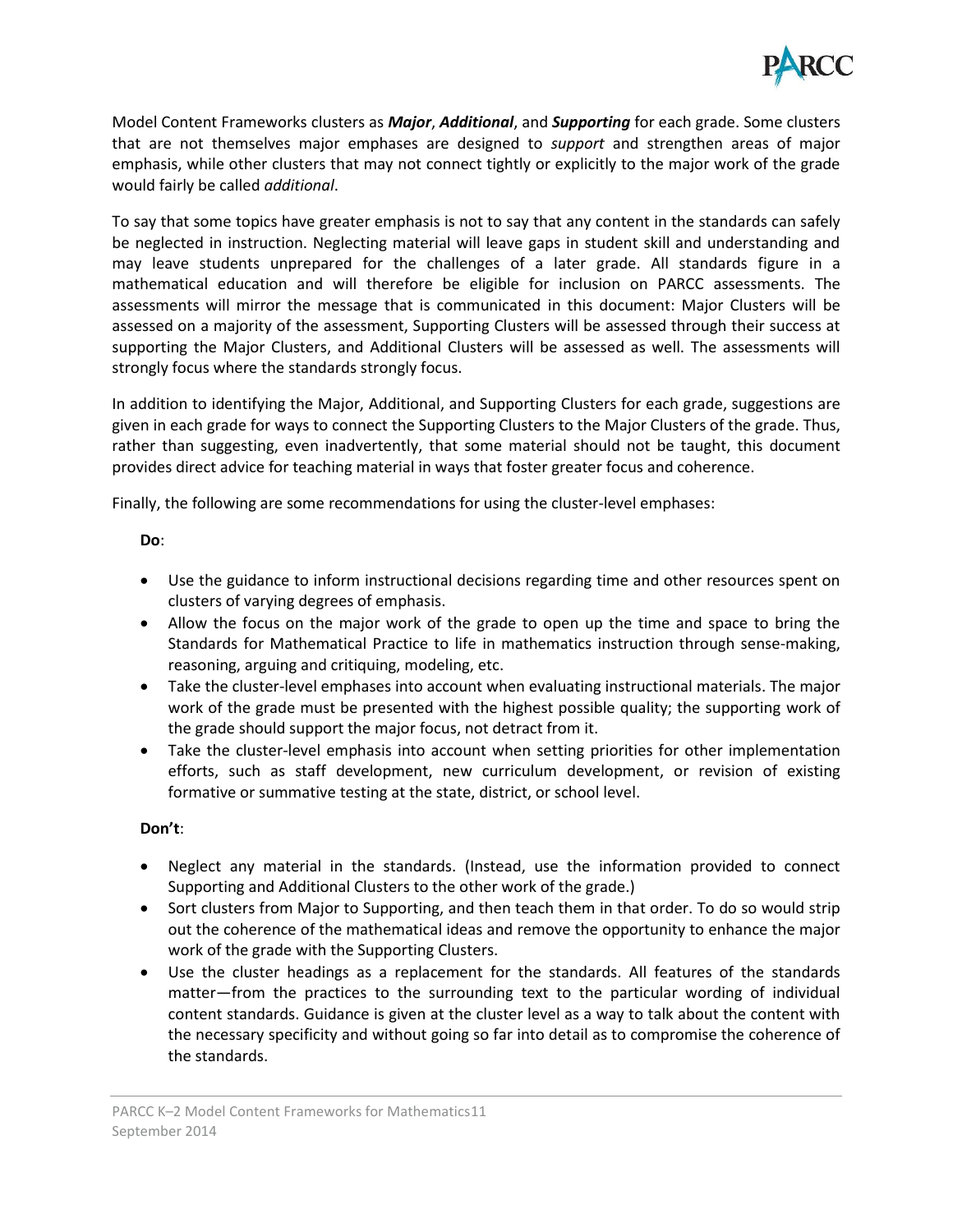Model Content Frameworks clusters as ***Major***, ***Additional***, and ***Supporting*** for each grade. Some clusters that are not themselves major emphases are designed to *support* and strengthen areas of major emphasis, while other clusters that may not connect tightly or explicitly to the major work of the grade would fairly be called *additional*.

To say that some topics have greater emphasis is not to say that any content in the standards can safely be neglected in instruction. Neglecting material will leave gaps in student skill and understanding and may leave students unprepared for the challenges of a later grade. All standards figure in a mathematical education and will therefore be eligible for inclusion on PARCC assessments. The assessments will mirror the message that is communicated in this document: Major Clusters will be assessed on a majority of the assessment, Supporting Clusters will be assessed through their success at supporting the Major Clusters, and Additional Clusters will be assessed as well. The assessments will strongly focus where the standards strongly focus.

In addition to identifying the Major, Additional, and Supporting Clusters for each grade, suggestions are given in each grade for ways to connect the Supporting Clusters to the Major Clusters of the grade. Thus, rather than suggesting, even inadvertently, that some material should not be taught, this document provides direct advice for teaching material in ways that foster greater focus and coherence.

Finally, the following are some recommendations for using the cluster-level emphases:

**Do**:

- Use the guidance to inform instructional decisions regarding time and other resources spent on clusters of varying degrees of emphasis.
- Allow the focus on the major work of the grade to open up the time and space to bring the Standards for Mathematical Practice to life in mathematics instruction through sense-making, reasoning, arguing and critiquing, modeling, etc.
- Take the cluster-level emphases into account when evaluating instructional materials. The major work of the grade must be presented with the highest possible quality; the supporting work of the grade should support the major focus, not detract from it.
- Take the cluster-level emphasis into account when setting priorities for other implementation efforts, such as staff development, new curriculum development, or revision of existing formative or summative testing at the state, district, or school level.

**Don't**:

- Neglect any material in the standards. (Instead, use the information provided to connect Supporting and Additional Clusters to the other work of the grade.)
- Sort clusters from Major to Supporting, and then teach them in that order. To do so would strip out the coherence of the mathematical ideas and remove the opportunity to enhance the major work of the grade with the Supporting Clusters.
- Use the cluster headings as a replacement for the standards. All features of the standards matter—from the practices to the surrounding text to the particular wording of individual content standards. Guidance is given at the cluster level as a way to talk about the content with the necessary specificity and without going so far into detail as to compromise the coherence of the standards.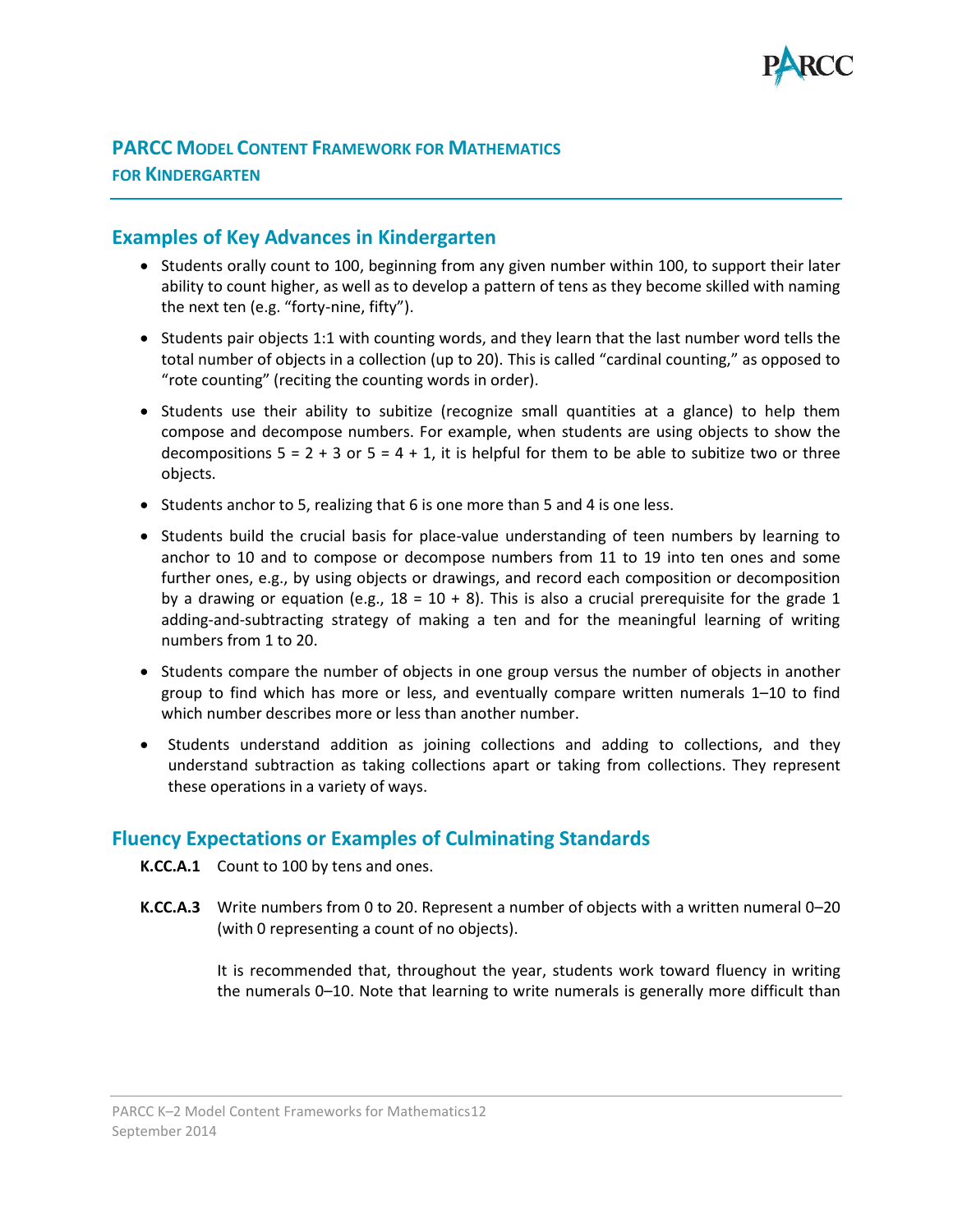## PARCC Model Content Framework for Mathematics for Kindergarten

### Examples of Key Advances in Kindergarten

- Students orally count to 100, beginning from any given number within 100, to support their later ability to count higher, as well as to develop a pattern of tens as they become skilled with naming the next ten (e.g. “forty-nine, fifty”).
- Students pair objects 1:1 with counting words, and they learn that the last number word tells the total number of objects in a collection (up to 20). This is called “cardinal counting,” as opposed to “rote counting” (reciting the counting words in order).
- Students use their ability to subitize (recognize small quantities at a glance) to help them compose and decompose numbers. For example, when students are using objects to show the decompositions $5 = 2 + 3$ or $5 = 4 + 1$, it is helpful for them to be able to subitize two or three objects.
- Students anchor to 5, realizing that 6 is one more than 5 and 4 is one less.
- Students build the crucial basis for place-value understanding of teen numbers by learning to anchor to 10 and to compose or decompose numbers from 11 to 19 into ten ones and some further ones, e.g., by using objects or drawings, and record each composition or decomposition by a drawing or equation (e.g., $18 = 10 + 8$). This is also a crucial prerequisite for the grade 1 adding-and-subtracting strategy of making a ten and for the meaningful learning of writing numbers from 1 to 20.
- Students compare the number of objects in one group versus the number of objects in another group to find which has more or less, and eventually compare written numerals 1–10 to find which number describes more or less than another number.
- Students understand addition as joining collections and adding to collections, and they understand subtraction as taking collections apart or taking from collections. They represent these operations in a variety of ways.

### Fluency Expectations or Examples of Culminating Standards

**K.CC.A.1** Count to 100 by tens and ones.

**K.CC.A.3** Write numbers from 0 to 20. Represent a number of objects with a written numeral 0–20 (with 0 representing a count of no objects).

It is recommended that, throughout the year, students work toward fluency in writing the numerals 0–10. Note that learning to write numerals is generally more difficult than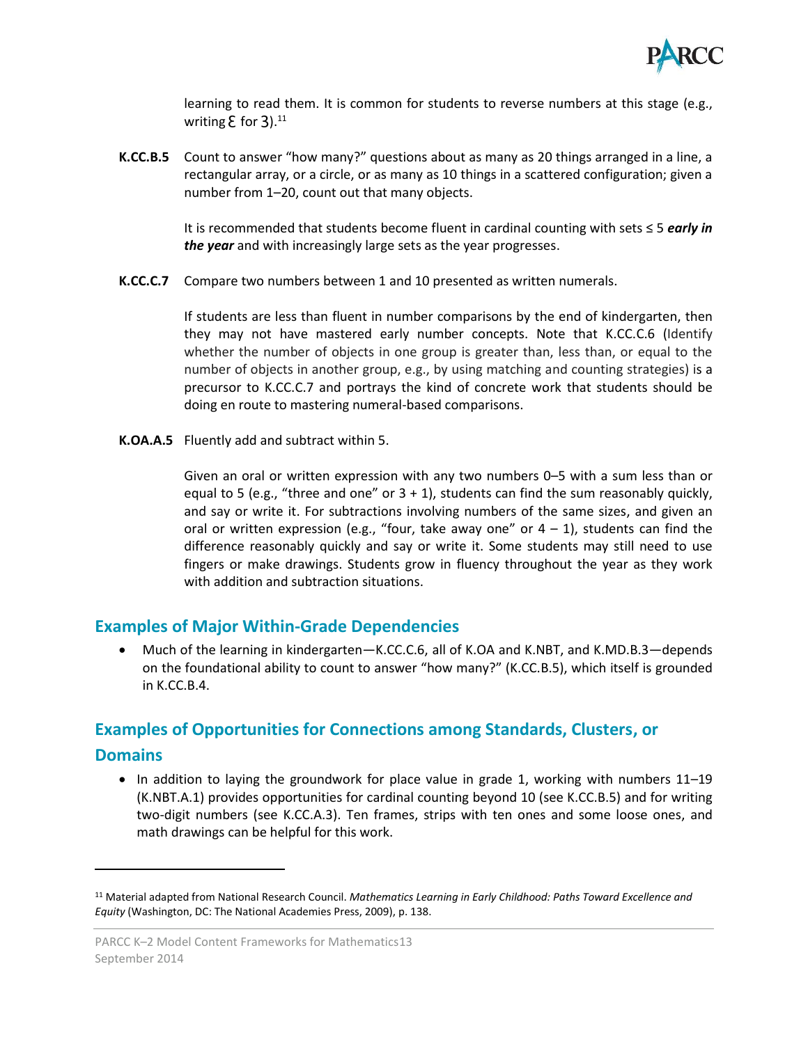learning to read them. It is common for students to reverse numbers at this stage (e.g., writing Ɛ for 3).[11]

**K.CC.B.5** Count to answer "how many?" questions about as many as 20 things arranged in a line, a rectangular array, or a circle, or as many as 10 things in a scattered configuration; given a number from 1–20, count out that many objects.

It is recommended that students become fluent in cardinal counting with sets ≤ 5 ***early in the year*** and with increasingly large sets as the year progresses.

**K.CC.C.7** Compare two numbers between 1 and 10 presented as written numerals.

If students are less than fluent in number comparisons by the end of kindergarten, then they may not have mastered early number concepts. Note that K.CC.C.6 (Identify whether the number of objects in one group is greater than, less than, or equal to the number of objects in another group, e.g., by using matching and counting strategies) is a precursor to K.CC.C.7 and portrays the kind of concrete work that students should be doing en route to mastering numeral-based comparisons.

**K.OA.A.5** Fluently add and subtract within 5.

Given an oral or written expression with any two numbers 0–5 with a sum less than or equal to 5 (e.g., "three and one" or 3 + 1), students can find the sum reasonably quickly, and say or write it. For subtractions involving numbers of the same sizes, and given an oral or written expression (e.g., "four, take away one" or 4 – 1), students can find the difference reasonably quickly and say or write it. Some students may still need to use fingers or make drawings. Students grow in fluency throughout the year as they work with addition and subtraction situations.

## Examples of Major Within-Grade Dependencies

- Much of the learning in kindergarten—K.CC.C.6, all of K.OA and K.NBT, and K.MD.B.3—depends on the foundational ability to count to answer "how many?" (K.CC.B.5), which itself is grounded in K.CC.B.4.

## Examples of Opportunities for Connections among Standards, Clusters, or Domains

- In addition to laying the groundwork for place value in grade 1, working with numbers 11–19 (K.NBT.A.1) provides opportunities for cardinal counting beyond 10 (see K.CC.B.5) and for writing two-digit numbers (see K.CC.A.3). Ten frames, strips with ten ones and some loose ones, and math drawings can be helpful for this work.

---

[11] Material adapted from National Research Council. *Mathematics Learning in Early Childhood: Paths Toward Excellence and Equity* (Washington, DC: The National Academies Press, 2009), p. 138.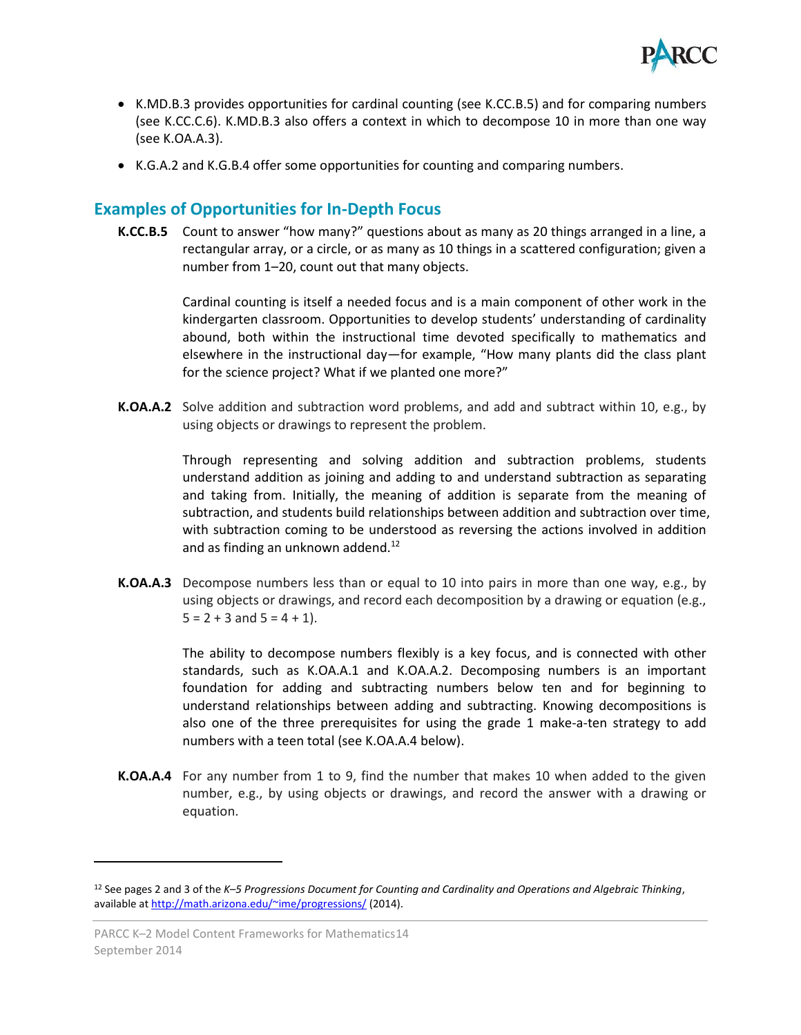- K.MD.B.3 provides opportunities for cardinal counting (see K.CC.B.5) and for comparing numbers (see K.CC.C.6). K.MD.B.3 also offers a context in which to decompose 10 in more than one way (see K.OA.A.3).
- K.G.A.2 and K.G.B.4 offer some opportunities for counting and comparing numbers.

## Examples of Opportunities for In-Depth Focus

**K.CC.B.5** Count to answer "how many?" questions about as many as 20 things arranged in a line, a rectangular array, or a circle, or as many as 10 things in a scattered configuration; given a number from 1–20, count out that many objects.

Cardinal counting is itself a needed focus and is a main component of other work in the kindergarten classroom. Opportunities to develop students' understanding of cardinality abound, both within the instructional time devoted specifically to mathematics and elsewhere in the instructional day—for example, "How many plants did the class plant for the science project? What if we planted one more?"

**K.OA.A.2** Solve addition and subtraction word problems, and add and subtract within 10, e.g., by using objects or drawings to represent the problem.

Through representing and solving addition and subtraction problems, students understand addition as joining and adding to and understand subtraction as separating and taking from. Initially, the meaning of addition is separate from the meaning of subtraction, and students build relationships between addition and subtraction over time, with subtraction coming to be understood as reversing the actions involved in addition and as finding an unknown addend.[12]

**K.OA.A.3** Decompose numbers less than or equal to 10 into pairs in more than one way, e.g., by using objects or drawings, and record each decomposition by a drawing or equation (e.g., $5 = 2 + 3$ and $5 = 4 + 1$).

The ability to decompose numbers flexibly is a key focus, and is connected with other standards, such as K.OA.A.1 and K.OA.A.2. Decomposing numbers is an important foundation for adding and subtracting numbers below ten and for beginning to understand relationships between adding and subtracting. Knowing decompositions is also one of the three prerequisites for using the grade 1 make-a-ten strategy to add numbers with a teen total (see K.OA.A.4 below).

**K.OA.A.4** For any number from 1 to 9, find the number that makes 10 when added to the given number, e.g., by using objects or drawings, and record the answer with a drawing or equation.

---

[12] See pages 2 and 3 of the *K–5 Progressions Document for Counting and Cardinality and Operations and Algebraic Thinking*, available at http://math.arizona.edu/~ime/progressions/ (2014).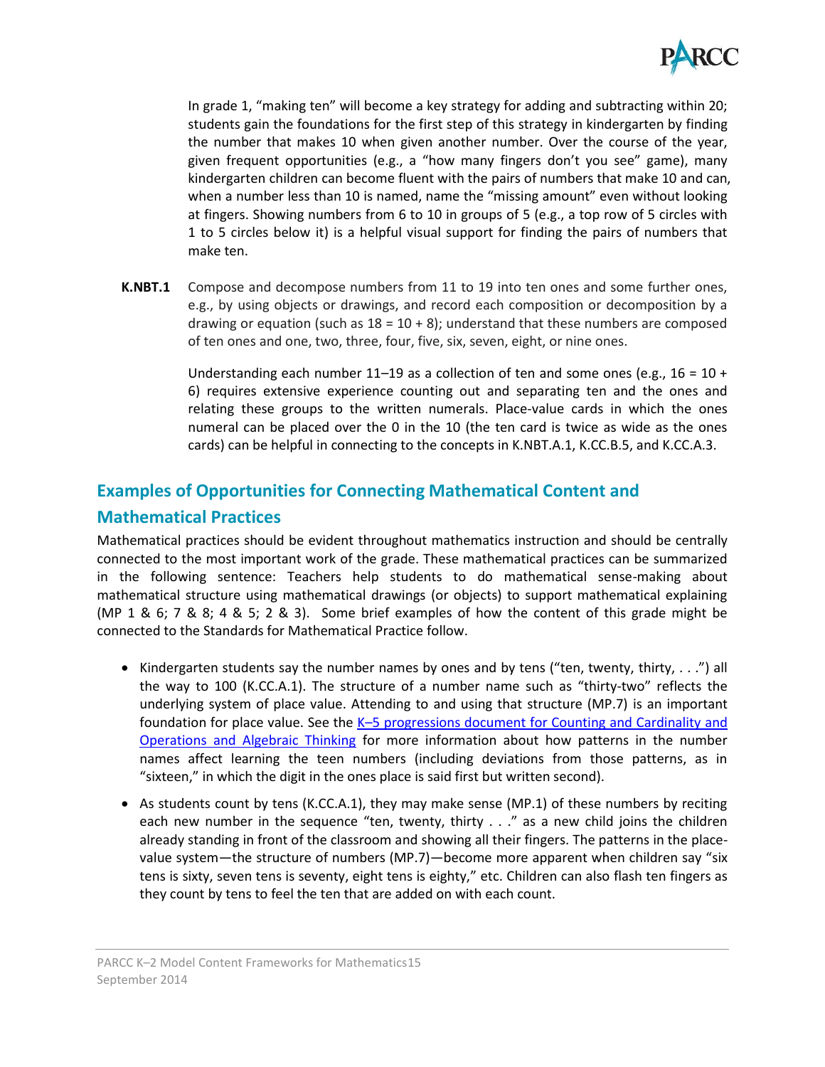In grade 1, "making ten" will become a key strategy for adding and subtracting within 20; students gain the foundations for the first step of this strategy in kindergarten by finding the number that makes 10 when given another number. Over the course of the year, given frequent opportunities (e.g., a "how many fingers don't you see" game), many kindergarten children can become fluent with the pairs of numbers that make 10 and can, when a number less than 10 is named, name the "missing amount" even without looking at fingers. Showing numbers from 6 to 10 in groups of 5 (e.g., a top row of 5 circles with 1 to 5 circles below it) is a helpful visual support for finding the pairs of numbers that make ten.

**K.NBT.1** Compose and decompose numbers from 11 to 19 into ten ones and some further ones, e.g., by using objects or drawings, and record each composition or decomposition by a drawing or equation (such as $18 = 10 + 8$); understand that these numbers are composed of ten ones and one, two, three, four, five, six, seven, eight, or nine ones.

Understanding each number 11–19 as a collection of ten and some ones (e.g., $16 = 10 + 6$) requires extensive experience counting out and separating ten and the ones and relating these groups to the written numerals. Place-value cards in which the ones numeral can be placed over the 0 in the 10 (the ten card is twice as wide as the ones cards) can be helpful in connecting to the concepts in K.NBT.A.1, K.CC.B.5, and K.CC.A.3.

## Examples of Opportunities for Connecting Mathematical Content and Mathematical Practices

Mathematical practices should be evident throughout mathematics instruction and should be centrally connected to the most important work of the grade. These mathematical practices can be summarized in the following sentence: Teachers help students to do mathematical sense-making about mathematical structure using mathematical drawings (or objects) to support mathematical explaining (MP 1 & 6; 7 & 8; 4 & 5; 2 & 3). Some brief examples of how the content of this grade might be connected to the Standards for Mathematical Practice follow.

- Kindergarten students say the number names by ones and by tens ("ten, twenty, thirty, . . .") all the way to 100 (K.CC.A.1). The structure of a number name such as "thirty-two" reflects the underlying system of place value. Attending to and using that structure (MP.7) is an important foundation for place value. See the K–5 progressions document for Counting and Cardinality and Operations and Algebraic Thinking for more information about how patterns in the number names affect learning the teen numbers (including deviations from those patterns, as in "sixteen," in which the digit in the ones place is said first but written second).
- As students count by tens (K.CC.A.1), they may make sense (MP.1) of these numbers by reciting each new number in the sequence "ten, twenty, thirty . . ." as a new child joins the children already standing in front of the classroom and showing all their fingers. The patterns in the place-value system—the structure of numbers (MP.7)—become more apparent when children say "six tens is sixty, seven tens is seventy, eight tens is eighty," etc. Children can also flash ten fingers as they count by tens to feel the ten that are added on with each count.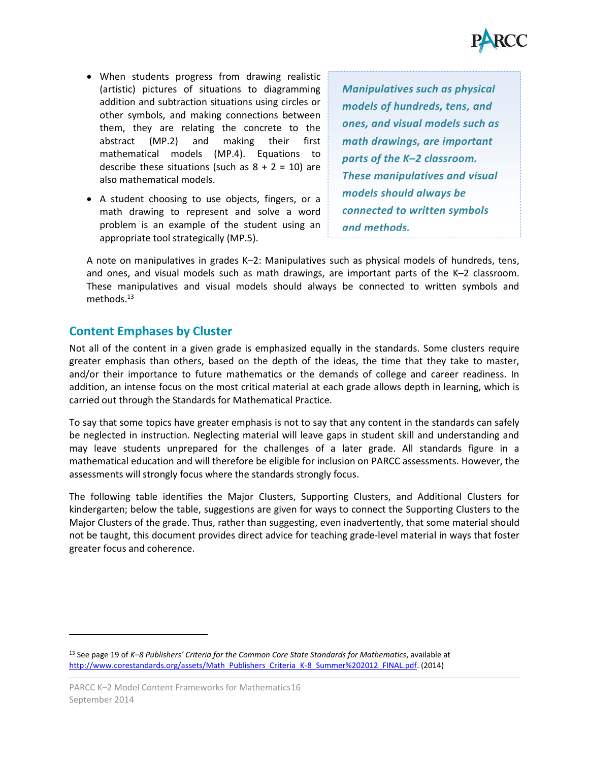- When students progress from drawing realistic (artistic) pictures of situations to diagramming addition and subtraction situations using circles or other symbols, and making connections between them, they are relating the concrete to the abstract (MP.2) and making their first mathematical models (MP.4). Equations to describe these situations (such as $8 + 2 = 10$) are also mathematical models.
- A student choosing to use objects, fingers, or a math drawing to represent and solve a word problem is an example of the student using an appropriate tool strategically (MP.5).

> ***Manipulatives such as physical models of hundreds, tens, and ones, and visual models such as math drawings, are important parts of the K–2 classroom. These manipulatives and visual models should always be connected to written symbols and methods.***

A note on manipulatives in grades K–2: Manipulatives such as physical models of hundreds, tens, and ones, and visual models such as math drawings, are important parts of the K–2 classroom. These manipulatives and visual models should always be connected to written symbols and methods.[13]

## Content Emphases by Cluster

Not all of the content in a given grade is emphasized equally in the standards. Some clusters require greater emphasis than others, based on the depth of the ideas, the time that they take to master, and/or their importance to future mathematics or the demands of college and career readiness. In addition, an intense focus on the most critical material at each grade allows depth in learning, which is carried out through the Standards for Mathematical Practice.

To say that some topics have greater emphasis is not to say that any content in the standards can safely be neglected in instruction. Neglecting material will leave gaps in student skill and understanding and may leave students unprepared for the challenges of a later grade. All standards figure in a mathematical education and will therefore be eligible for inclusion on PARCC assessments. However, the assessments will strongly focus where the standards strongly focus.

The following table identifies the Major Clusters, Supporting Clusters, and Additional Clusters for kindergarten; below the table, suggestions are given for ways to connect the Supporting Clusters to the Major Clusters of the grade. Thus, rather than suggesting, even inadvertently, that some material should not be taught, this document provides direct advice for teaching grade-level material in ways that foster greater focus and coherence.

---

[13] See page 19 of *K–8 Publishers' Criteria for the Common Core State Standards for Mathematics*, available at http://www.corestandards.org/assets/Math_Publishers_Criteria_K-8_Summer%202012_FINAL.pdf. (2014)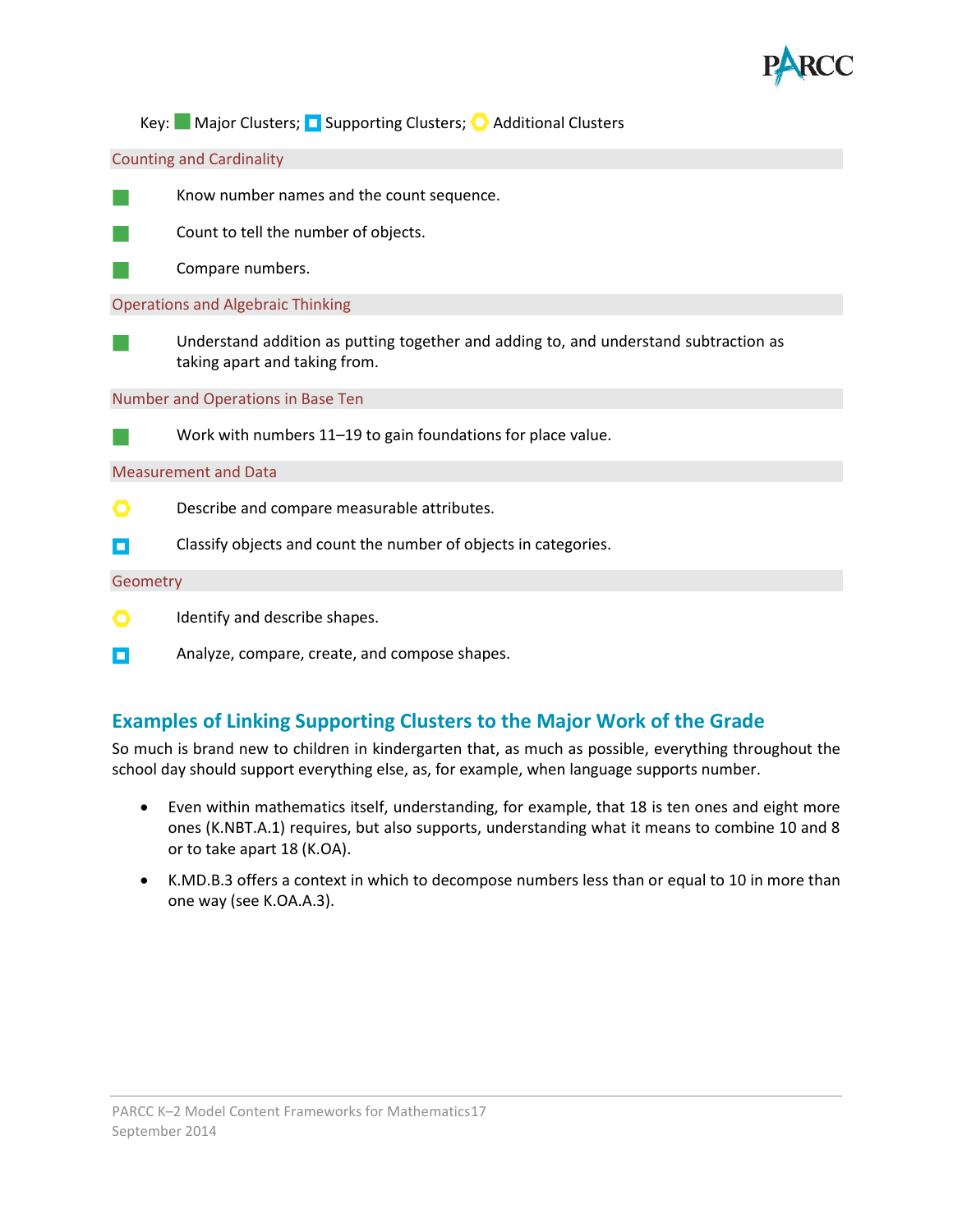Key: ■ Major Clusters; ◻ Supporting Clusters; ○ Additional Clusters

**Counting and Cardinality**

- ■ Know number names and the count sequence.
- ■ Count to tell the number of objects.
- ■ Compare numbers.

**Operations and Algebraic Thinking**

- ■ Understand addition as putting together and adding to, and understand subtraction as taking apart and taking from.

**Number and Operations in Base Ten**

- ■ Work with numbers 11–19 to gain foundations for place value.

**Measurement and Data**

- ○ Describe and compare measurable attributes.
- ◻ Classify objects and count the number of objects in categories.

**Geometry**

- ○ Identify and describe shapes.
- ◻ Analyze, compare, create, and compose shapes.

## Examples of Linking Supporting Clusters to the Major Work of the Grade

So much is brand new to children in kindergarten that, as much as possible, everything throughout the school day should support everything else, as, for example, when language supports number.

- Even within mathematics itself, understanding, for example, that 18 is ten ones and eight more ones (K.NBT.A.1) requires, but also supports, understanding what it means to combine 10 and 8 or to take apart 18 (K.OA).
- K.MD.B.3 offers a context in which to decompose numbers less than or equal to 10 in more than one way (see K.OA.A.3).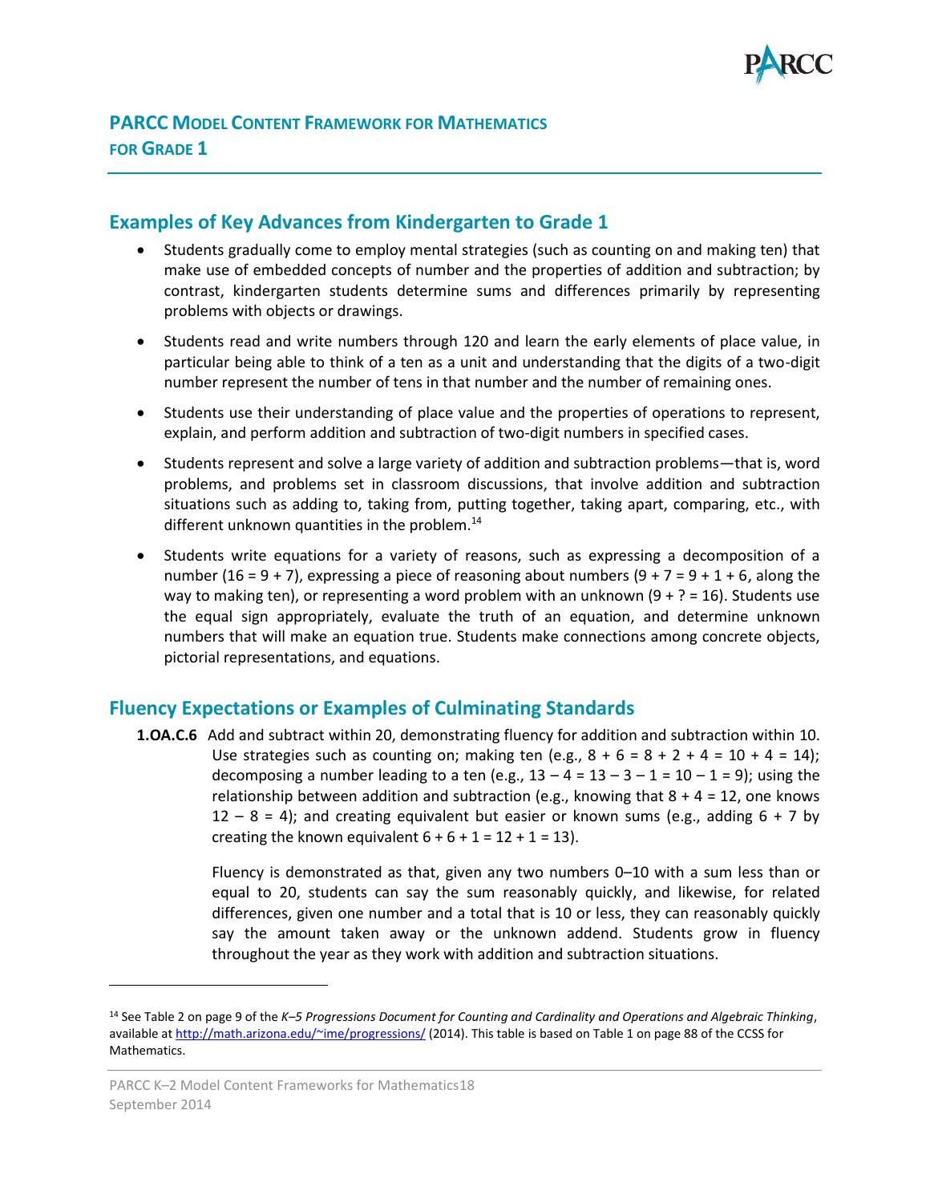## PARCC Model Content Framework for Mathematics for Grade 1

### Examples of Key Advances from Kindergarten to Grade 1

- Students gradually come to employ mental strategies (such as counting on and making ten) that make use of embedded concepts of number and the properties of addition and subtraction; by contrast, kindergarten students determine sums and differences primarily by representing problems with objects or drawings.
- Students read and write numbers through 120 and learn the early elements of place value, in particular being able to think of a ten as a unit and understanding that the digits of a two-digit number represent the number of tens in that number and the number of remaining ones.
- Students use their understanding of place value and the properties of operations to represent, explain, and perform addition and subtraction of two-digit numbers in specified cases.
- Students represent and solve a large variety of addition and subtraction problems—that is, word problems, and problems set in classroom discussions, that involve addition and subtraction situations such as adding to, taking from, putting together, taking apart, comparing, etc., with different unknown quantities in the problem.[14]
- Students write equations for a variety of reasons, such as expressing a decomposition of a number ($16 = 9 + 7$), expressing a piece of reasoning about numbers ($9 + 7 = 9 + 1 + 6$, along the way to making ten), or representing a word problem with an unknown ($9 + ? = 16$). Students use the equal sign appropriately, evaluate the truth of an equation, and determine unknown numbers that will make an equation true. Students make connections among concrete objects, pictorial representations, and equations.

### Fluency Expectations or Examples of Culminating Standards

**1.OA.C.6** Add and subtract within 20, demonstrating fluency for addition and subtraction within 10. Use strategies such as counting on; making ten (e.g., $8 + 6 = 8 + 2 + 4 = 10 + 4 = 14$); decomposing a number leading to a ten (e.g., $13 – 4 = 13 – 3 – 1 = 10 – 1 = 9$); using the relationship between addition and subtraction (e.g., knowing that $8 + 4 = 12$, one knows $12 – 8 = 4$); and creating equivalent but easier or known sums (e.g., adding $6 + 7$ by creating the known equivalent $6 + 6 + 1 = 12 + 1 = 13$).

Fluency is demonstrated as that, given any two numbers 0–10 with a sum less than or equal to 20, students can say the sum reasonably quickly, and likewise, for related differences, given one number and a total that is 10 or less, they can reasonably quickly say the amount taken away or the unknown addend. Students grow in fluency throughout the year as they work with addition and subtraction situations.

---

[14] See Table 2 on page 9 of the *K–5 Progressions Document for Counting and Cardinality and Operations and Algebraic Thinking*, available at http://math.arizona.edu/~ime/progressions/ (2014). This table is based on Table 1 on page 88 of the CCSS for Mathematics.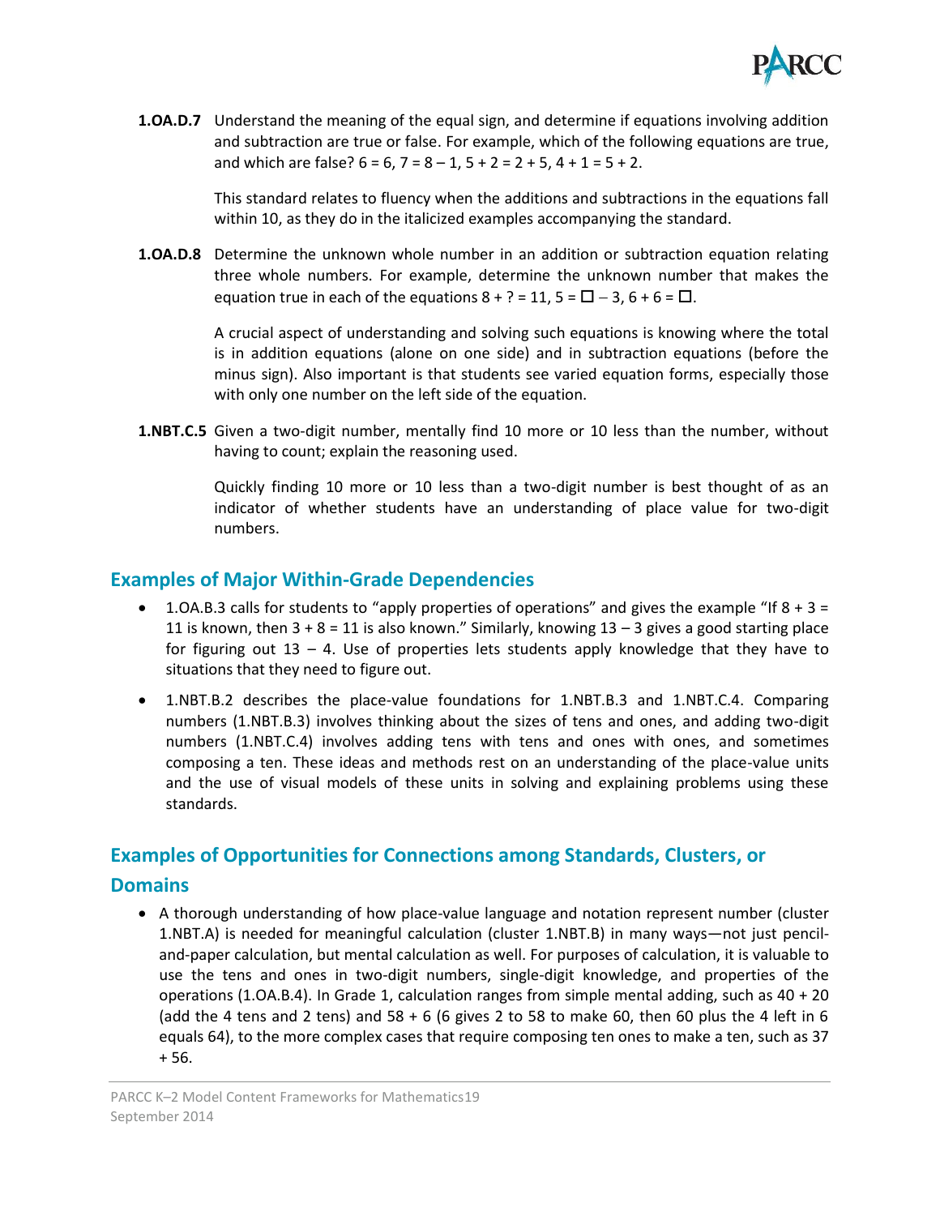**1.OA.D.7** Understand the meaning of the equal sign, and determine if equations involving addition and subtraction are true or false. For example, which of the following equations are true, and which are false? $6 = 6$, $7 = 8 – 1$, $5 + 2 = 2 + 5$, $4 + 1 = 5 + 2$.

This standard relates to fluency when the additions and subtractions in the equations fall within 10, as they do in the italicized examples accompanying the standard.

**1.OA.D.8** Determine the unknown whole number in an addition or subtraction equation relating three whole numbers. For example, determine the unknown number that makes the equation true in each of the equations $8 + ? = 11$, $5 = \square – 3$, $6 + 6 = \square$.

A crucial aspect of understanding and solving such equations is knowing where the total is in addition equations (alone on one side) and in subtraction equations (before the minus sign). Also important is that students see varied equation forms, especially those with only one number on the left side of the equation.

**1.NBT.C.5** Given a two-digit number, mentally find 10 more or 10 less than the number, without having to count; explain the reasoning used.

Quickly finding 10 more or 10 less than a two-digit number is best thought of as an indicator of whether students have an understanding of place value for two-digit numbers.

## Examples of Major Within-Grade Dependencies

- 1.OA.B.3 calls for students to "apply properties of operations" and gives the example "If $8 + 3 = 11$ is known, then $3 + 8 = 11$ is also known." Similarly, knowing $13 – 3$ gives a good starting place for figuring out $13 – 4$. Use of properties lets students apply knowledge that they have to situations that they need to figure out.
- 1.NBT.B.2 describes the place-value foundations for 1.NBT.B.3 and 1.NBT.C.4. Comparing numbers (1.NBT.B.3) involves thinking about the sizes of tens and ones, and adding two-digit numbers (1.NBT.C.4) involves adding tens with tens and ones with ones, and sometimes composing a ten. These ideas and methods rest on an understanding of the place-value units and the use of visual models of these units in solving and explaining problems using these standards.

## Examples of Opportunities for Connections among Standards, Clusters, or Domains

- A thorough understanding of how place-value language and notation represent number (cluster 1.NBT.A) is needed for meaningful calculation (cluster 1.NBT.B) in many ways—not just pencil-and-paper calculation, but mental calculation as well. For purposes of calculation, it is valuable to use the tens and ones in two-digit numbers, single-digit knowledge, and properties of the operations (1.OA.B.4). In Grade 1, calculation ranges from simple mental adding, such as $40 + 20$ (add the 4 tens and 2 tens) and $58 + 6$ (6 gives 2 to 58 to make 60, then 60 plus the 4 left in 6 equals 64), to the more complex cases that require composing ten ones to make a ten, such as $37 + 56$.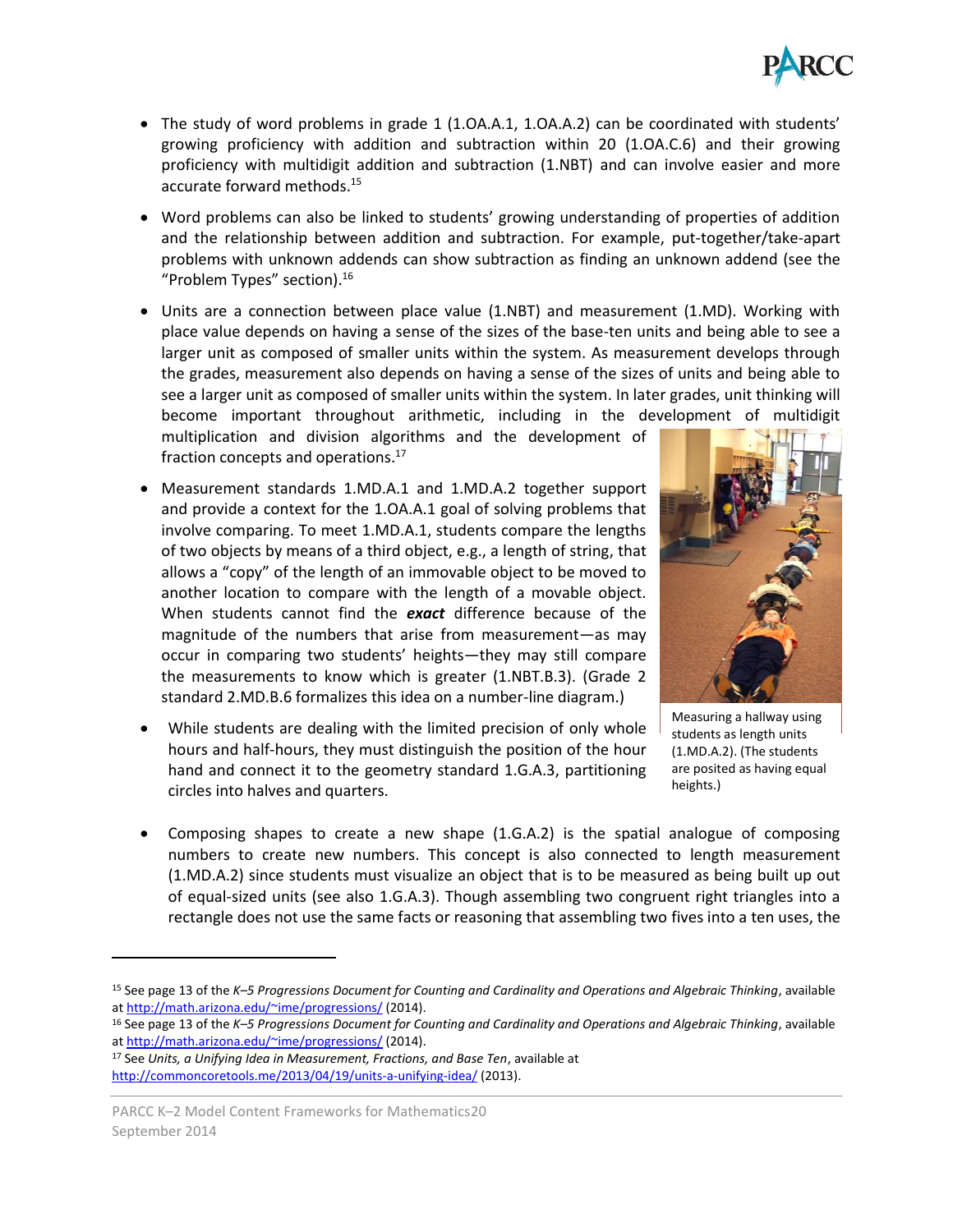- The study of word problems in grade 1 (1.OA.A.1, 1.OA.A.2) can be coordinated with students' growing proficiency with addition and subtraction within 20 (1.OA.C.6) and their growing proficiency with multidigit addition and subtraction (1.NBT) and can involve easier and more accurate forward methods.[15]

- Word problems can also be linked to students' growing understanding of properties of addition and the relationship between addition and subtraction. For example, put-together/take-apart problems with unknown addends can show subtraction as finding an unknown addend (see the "Problem Types" section).[16]

- Units are a connection between place value (1.NBT) and measurement (1.MD). Working with place value depends on having a sense of the sizes of the base-ten units and being able to see a larger unit as composed of smaller units within the system. As measurement develops through the grades, measurement also depends on having a sense of the sizes of units and being able to see a larger unit as composed of smaller units within the system. In later grades, unit thinking will become important throughout arithmetic, including in the development of multidigit multiplication and division algorithms and the development of fraction concepts and operations.[17]

- Measurement standards 1.MD.A.1 and 1.MD.A.2 together support and provide a context for the 1.OA.A.1 goal of solving problems that involve comparing. To meet 1.MD.A.1, students compare the lengths of two objects by means of a third object, e.g., a length of string, that allows a "copy" of the length of an immovable object to be moved to another location to compare with the length of a movable object. When students cannot find the ***exact*** difference because of the magnitude of the numbers that arise from measurement—as may occur in comparing two students' heights—they may still compare the measurements to know which is greater (1.NBT.B.3). (Grade 2 standard 2.MD.B.6 formalizes this idea on a number-line diagram.)

Measuring a hallway using students as length units (1.MD.A.2). (The students are posited as having equal heights.)

- While students are dealing with the limited precision of only whole hours and half-hours, they must distinguish the position of the hour hand and connect it to the geometry standard 1.G.A.3, partitioning circles into halves and quarters.

- Composing shapes to create a new shape (1.G.A.2) is the spatial analogue of composing numbers to create new numbers. This concept is also connected to length measurement (1.MD.A.2) since students must visualize an object that is to be measured as being built up out of equal-sized units (see also 1.G.A.3). Though assembling two congruent right triangles into a rectangle does not use the same facts or reasoning that assembling two fives into a ten uses, the

---

[15] See page 13 of the *K–5 Progressions Document for Counting and Cardinality and Operations and Algebraic Thinking*, available at http://math.arizona.edu/~ime/progressions/ (2014).

[16] See page 13 of the *K–5 Progressions Document for Counting and Cardinality and Operations and Algebraic Thinking*, available at http://math.arizona.edu/~ime/progressions/ (2014).

[17] See *Units, a Unifying Idea in Measurement, Fractions, and Base Ten*, available at http://commoncoretools.me/2013/04/19/units-a-unifying-idea/ (2013).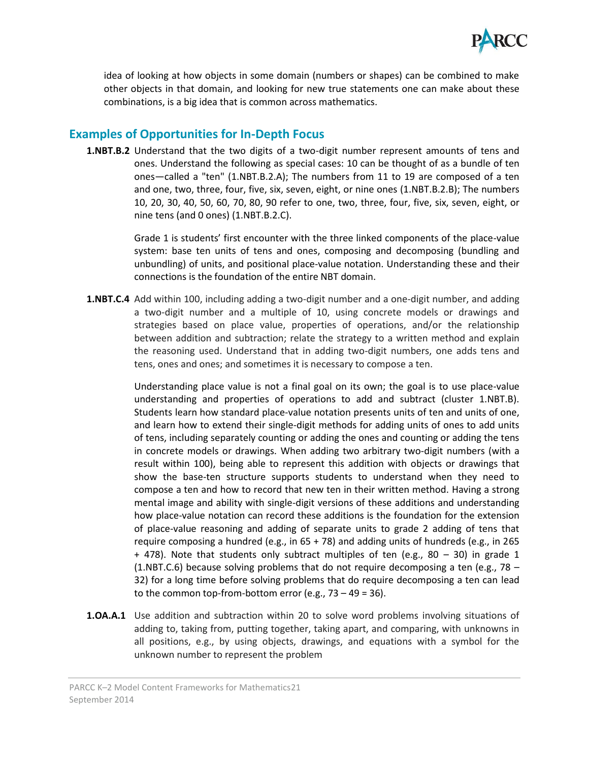idea of looking at how objects in some domain (numbers or shapes) can be combined to make other objects in that domain, and looking for new true statements one can make about these combinations, is a big idea that is common across mathematics.

## Examples of Opportunities for In-Depth Focus

**1.NBT.B.2** Understand that the two digits of a two-digit number represent amounts of tens and ones. Understand the following as special cases: 10 can be thought of as a bundle of ten ones—called a "ten" (1.NBT.B.2.A); The numbers from 11 to 19 are composed of a ten and one, two, three, four, five, six, seven, eight, or nine ones (1.NBT.B.2.B); The numbers 10, 20, 30, 40, 50, 60, 70, 80, 90 refer to one, two, three, four, five, six, seven, eight, or nine tens (and 0 ones) (1.NBT.B.2.C).

Grade 1 is students' first encounter with the three linked components of the place-value system: base ten units of tens and ones, composing and decomposing (bundling and unbundling) of units, and positional place-value notation. Understanding these and their connections is the foundation of the entire NBT domain.

**1.NBT.C.4** Add within 100, including adding a two-digit number and a one-digit number, and adding a two-digit number and a multiple of 10, using concrete models or drawings and strategies based on place value, properties of operations, and/or the relationship between addition and subtraction; relate the strategy to a written method and explain the reasoning used. Understand that in adding two-digit numbers, one adds tens and tens, ones and ones; and sometimes it is necessary to compose a ten.

Understanding place value is not a final goal on its own; the goal is to use place-value understanding and properties of operations to add and subtract (cluster 1.NBT.B). Students learn how standard place-value notation presents units of ten and units of one, and learn how to extend their single-digit methods for adding units of ones to add units of tens, including separately counting or adding the ones and counting or adding the tens in concrete models or drawings. When adding two arbitrary two-digit numbers (with a result within 100), being able to represent this addition with objects or drawings that show the base-ten structure supports students to understand when they need to compose a ten and how to record that new ten in their written method. Having a strong mental image and ability with single-digit versions of these additions and understanding how place-value notation can record these additions is the foundation for the extension of place-value reasoning and adding of separate units to grade 2 adding of tens that require composing a hundred (e.g., in 65 + 78) and adding units of hundreds (e.g., in 265 + 478). Note that students only subtract multiples of ten (e.g., 80 – 30) in grade 1 (1.NBT.C.6) because solving problems that do not require decomposing a ten (e.g., 78 – 32) for a long time before solving problems that do require decomposing a ten can lead to the common top-from-bottom error (e.g., 73 – 49 = 36).

**1.OA.A.1** Use addition and subtraction within 20 to solve word problems involving situations of adding to, taking from, putting together, taking apart, and comparing, with unknowns in all positions, e.g., by using objects, drawings, and equations with a symbol for the unknown number to represent the problem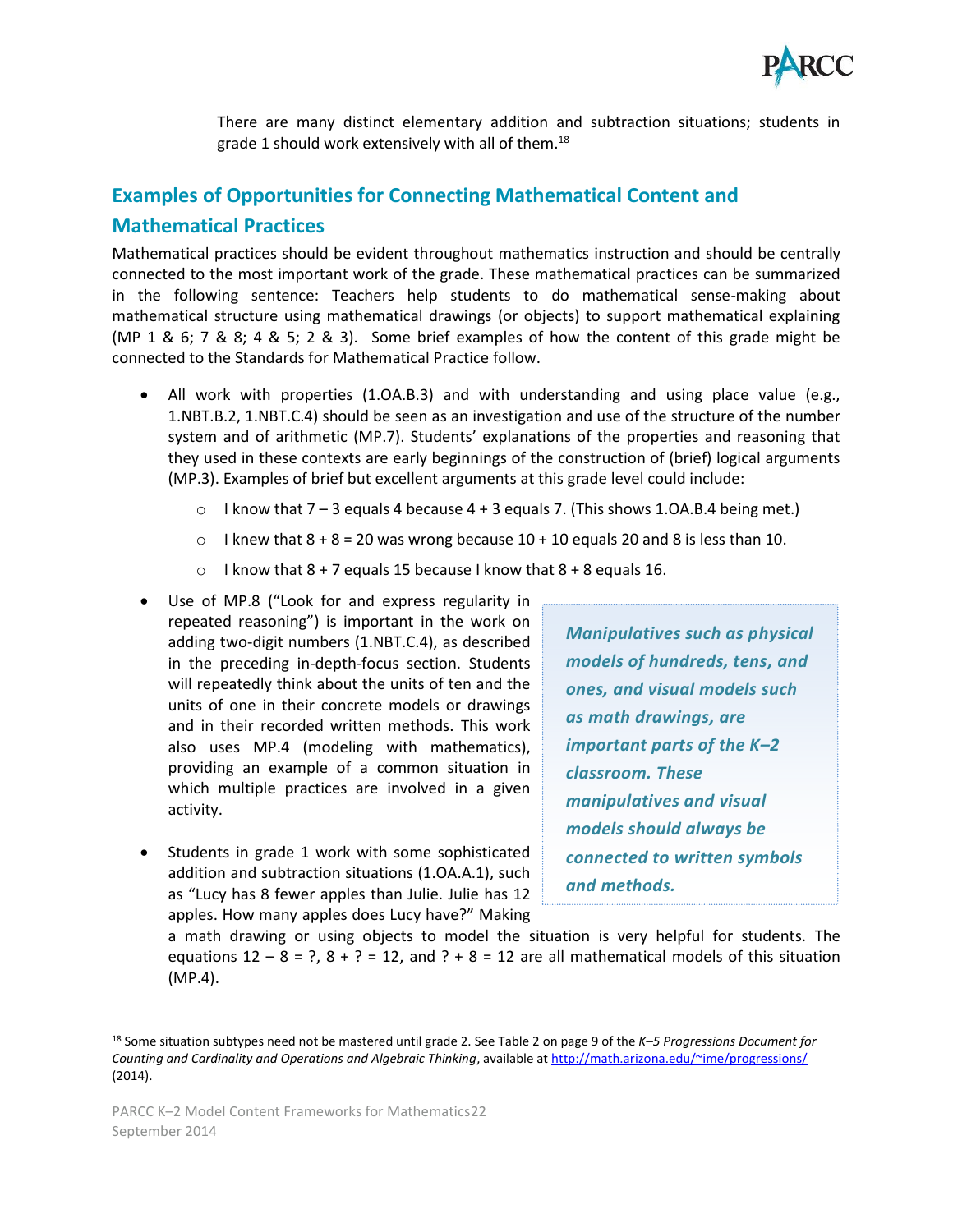There are many distinct elementary addition and subtraction situations; students in grade 1 should work extensively with all of them.[18]

## Examples of Opportunities for Connecting Mathematical Content and Mathematical Practices

Mathematical practices should be evident throughout mathematics instruction and should be centrally connected to the most important work of the grade. These mathematical practices can be summarized in the following sentence: Teachers help students to do mathematical sense-making about mathematical structure using mathematical drawings (or objects) to support mathematical explaining (MP 1 & 6; 7 & 8; 4 & 5; 2 & 3). Some brief examples of how the content of this grade might be connected to the Standards for Mathematical Practice follow.

- All work with properties (1.OA.B.3) and with understanding and using place value (e.g., 1.NBT.B.2, 1.NBT.C.4) should be seen as an investigation and use of the structure of the number system and of arithmetic (MP.7). Students' explanations of the properties and reasoning that they used in these contexts are early beginnings of the construction of (brief) logical arguments (MP.3). Examples of brief but excellent arguments at this grade level could include:
    - I know that 7 – 3 equals 4 because 4 + 3 equals 7. (This shows 1.OA.B.4 being met.)
    - I knew that 8 + 8 = 20 was wrong because 10 + 10 equals 20 and 8 is less than 10.
    - I know that 8 + 7 equals 15 because I know that 8 + 8 equals 16.
- Use of MP.8 ("Look for and express regularity in repeated reasoning") is important in the work on adding two-digit numbers (1.NBT.C.4), as described in the preceding in-depth-focus section. Students will repeatedly think about the units of ten and the units of one in their concrete models or drawings and in their recorded written methods. This work also uses MP.4 (modeling with mathematics), providing an example of a common situation in which multiple practices are involved in a given activity.
- Students in grade 1 work with some sophisticated addition and subtraction situations (1.OA.A.1), such as "Lucy has 8 fewer apples than Julie. Julie has 12 apples. How many apples does Lucy have?" Making a math drawing or using objects to model the situation is very helpful for students. The equations 12 – 8 = ?, 8 + ? = 12, and ? + 8 = 12 are all mathematical models of this situation (MP.4).

> ***Manipulatives such as physical models of hundreds, tens, and ones, and visual models such as math drawings, are important parts of the K–2 classroom. These manipulatives and visual models should always be connected to written symbols and methods.***

---

[18] Some situation subtypes need not be mastered until grade 2. See Table 2 on page 9 of the *K–5 Progressions Document for Counting and Cardinality and Operations and Algebraic Thinking*, available at http://math.arizona.edu/~ime/progressions/ (2014).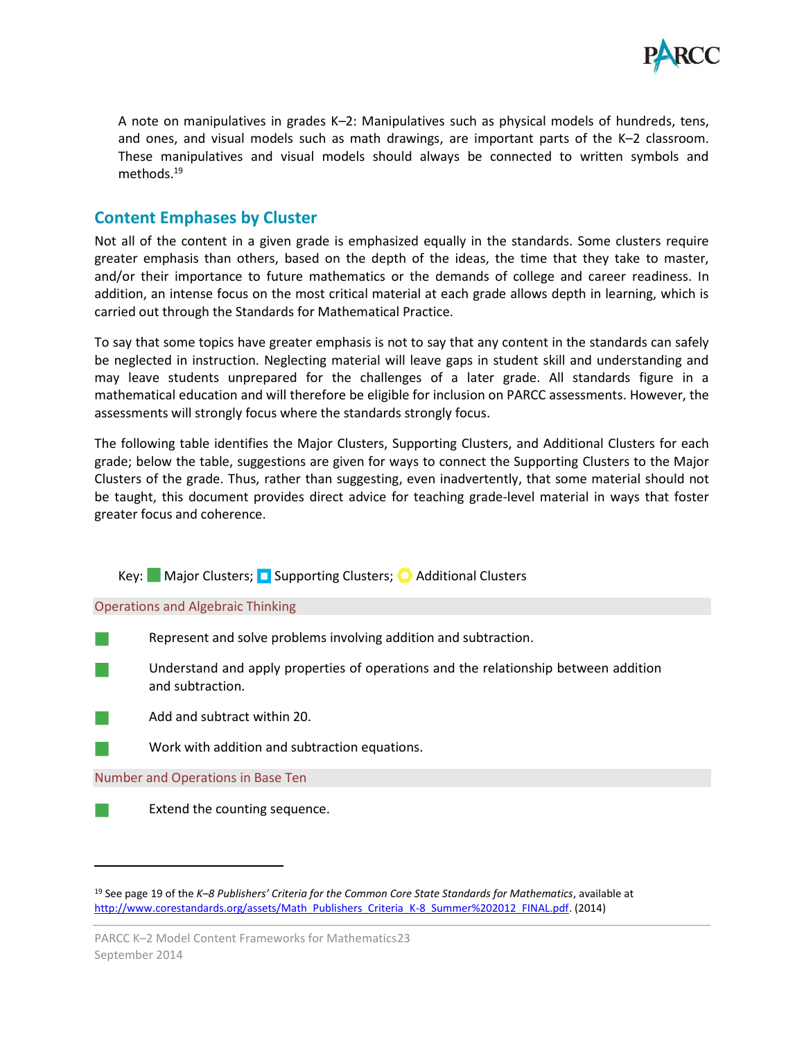A note on manipulatives in grades K–2: Manipulatives such as physical models of hundreds, tens, and ones, and visual models such as math drawings, are important parts of the K–2 classroom. These manipulatives and visual models should always be connected to written symbols and methods.[19]

## Content Emphases by Cluster

Not all of the content in a given grade is emphasized equally in the standards. Some clusters require greater emphasis than others, based on the depth of the ideas, the time that they take to master, and/or their importance to future mathematics or the demands of college and career readiness. In addition, an intense focus on the most critical material at each grade allows depth in learning, which is carried out through the Standards for Mathematical Practice.

To say that some topics have greater emphasis is not to say that any content in the standards can safely be neglected in instruction. Neglecting material will leave gaps in student skill and understanding and may leave students unprepared for the challenges of a later grade. All standards figure in a mathematical education and will therefore be eligible for inclusion on PARCC assessments. However, the assessments will strongly focus where the standards strongly focus.

The following table identifies the Major Clusters, Supporting Clusters, and Additional Clusters for each grade; below the table, suggestions are given for ways to connect the Supporting Clusters to the Major Clusters of the grade. Thus, rather than suggesting, even inadvertently, that some material should not be taught, this document provides direct advice for teaching grade-level material in ways that foster greater focus and coherence.

Key: ■ Major Clusters; ◻ Supporting Clusters; ○ Additional Clusters

| Operations and Algebraic Thinking | |
|---|---|
| ■ | Represent and solve problems involving addition and subtraction. |
| ■ | Understand and apply properties of operations and the relationship between addition and subtraction. |
| ■ | Add and subtract within 20. |
| ■ | Work with addition and subtraction equations. |
| **Number and Operations in Base Ten** | |
| ■ | Extend the counting sequence. |

[19] See page 19 of the *K–8 Publishers' Criteria for the Common Core State Standards for Mathematics*, available at http://www.corestandards.org/assets/Math_Publishers_Criteria_K-8_Summer%202012_FINAL.pdf. (2014)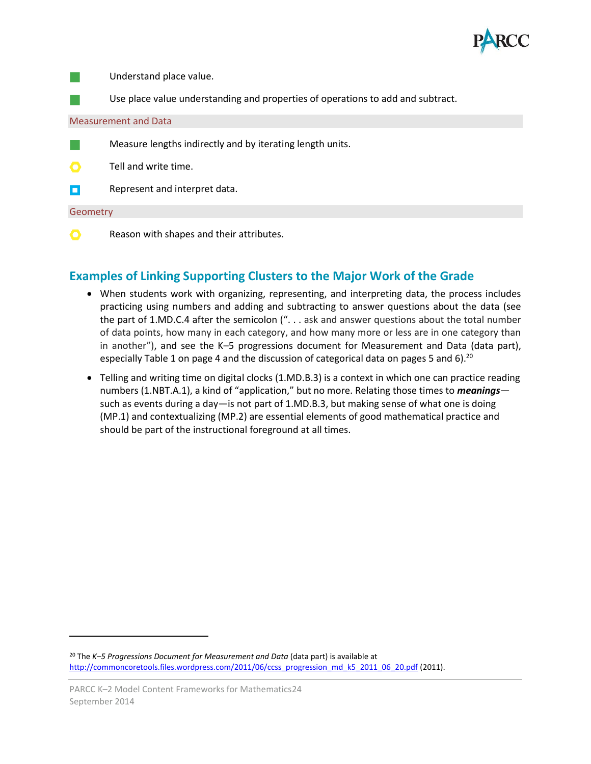■ Understand place value.

■ Use place value understanding and properties of operations to add and subtract.

Measurement and Data

■ Measure lengths indirectly and by iterating length units.

○ Tell and write time.

□ Represent and interpret data.

Geometry

○ Reason with shapes and their attributes.

## Examples of Linking Supporting Clusters to the Major Work of the Grade

- When students work with organizing, representing, and interpreting data, the process includes practicing using numbers and adding and subtracting to answer questions about the data (see the part of 1.MD.C.4 after the semicolon (". . . ask and answer questions about the total number of data points, how many in each category, and how many more or less are in one category than in another"), and see the K–5 progressions document for Measurement and Data (data part), especially Table 1 on page 4 and the discussion of categorical data on pages 5 and 6).[20]
- Telling and writing time on digital clocks (1.MD.B.3) is a context in which one can practice reading numbers (1.NBT.A.1), a kind of "application," but no more. Relating those times to ***meanings***—such as events during a day—is not part of 1.MD.B.3, but making sense of what one is doing (MP.1) and contextualizing (MP.2) are essential elements of good mathematical practice and should be part of the instructional foreground at all times.

---

[20] The *K–5 Progressions Document for Measurement and Data* (data part) is available at http://commoncoretools.files.wordpress.com/2011/06/ccss_progression_md_k5_2011_06_20.pdf (2011).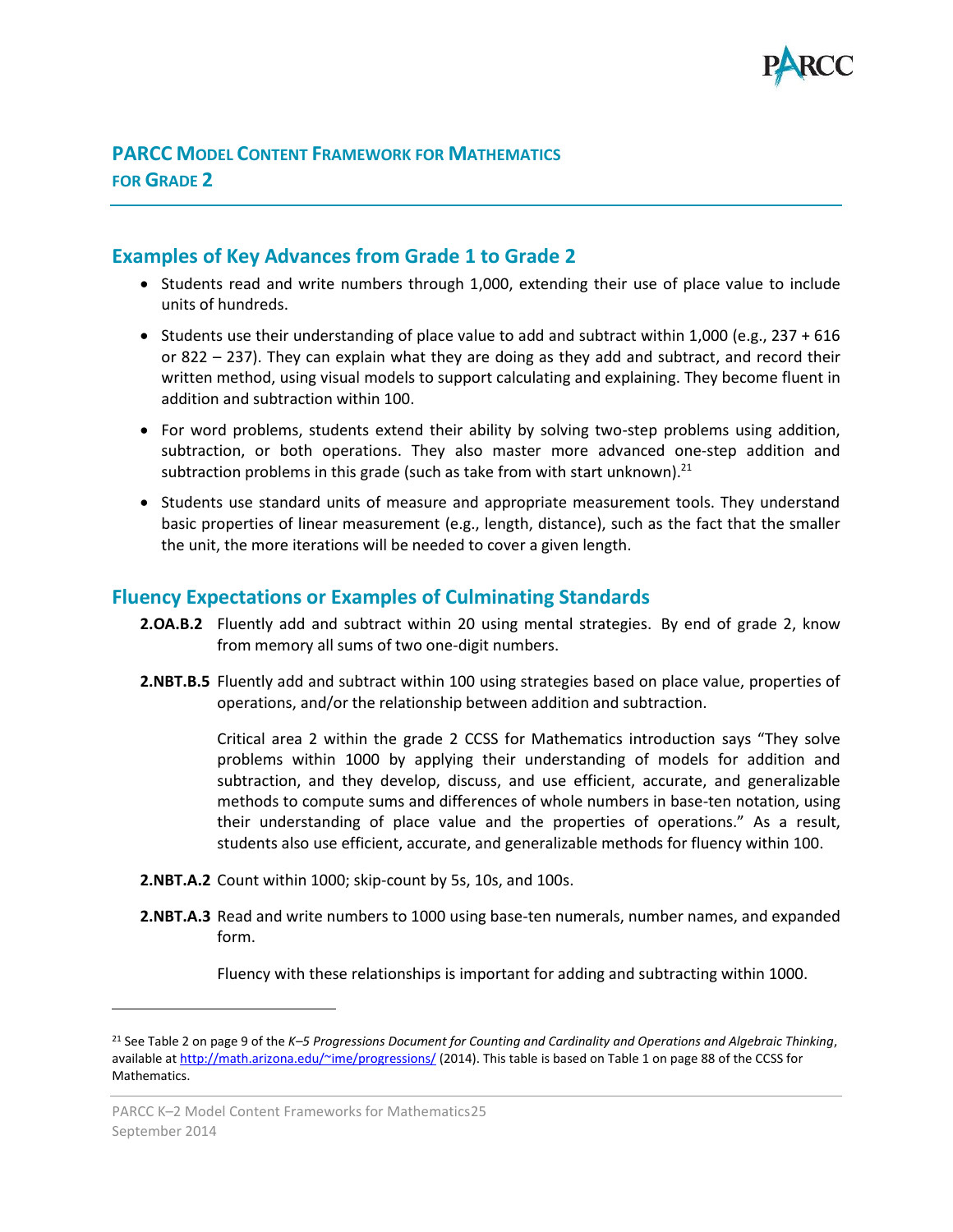# PARCC Model Content Framework for Mathematics for Grade 2

## Examples of Key Advances from Grade 1 to Grade 2

- Students read and write numbers through 1,000, extending their use of place value to include units of hundreds.
- Students use their understanding of place value to add and subtract within 1,000 (e.g., 237 + 616 or 822 – 237). They can explain what they are doing as they add and subtract, and record their written method, using visual models to support calculating and explaining. They become fluent in addition and subtraction within 100.
- For word problems, students extend their ability by solving two-step problems using addition, subtraction, or both operations. They also master more advanced one-step addition and subtraction problems in this grade (such as take from with start unknown).[21]
- Students use standard units of measure and appropriate measurement tools. They understand basic properties of linear measurement (e.g., length, distance), such as the fact that the smaller the unit, the more iterations will be needed to cover a given length.

## Fluency Expectations or Examples of Culminating Standards

**2.OA.B.2** Fluently add and subtract within 20 using mental strategies. By end of grade 2, know from memory all sums of two one-digit numbers.

**2.NBT.B.5** Fluently add and subtract within 100 using strategies based on place value, properties of operations, and/or the relationship between addition and subtraction.

Critical area 2 within the grade 2 CCSS for Mathematics introduction says "They solve problems within 1000 by applying their understanding of models for addition and subtraction, and they develop, discuss, and use efficient, accurate, and generalizable methods to compute sums and differences of whole numbers in base-ten notation, using their understanding of place value and the properties of operations." As a result, students also use efficient, accurate, and generalizable methods for fluency within 100.

**2.NBT.A.2** Count within 1000; skip-count by 5s, 10s, and 100s.

**2.NBT.A.3** Read and write numbers to 1000 using base-ten numerals, number names, and expanded form.

Fluency with these relationships is important for adding and subtracting within 1000.

---

[21] See Table 2 on page 9 of the *K–5 Progressions Document for Counting and Cardinality and Operations and Algebraic Thinking*, available at http://math.arizona.edu/~ime/progressions/ (2014). This table is based on Table 1 on page 88 of the CCSS for Mathematics.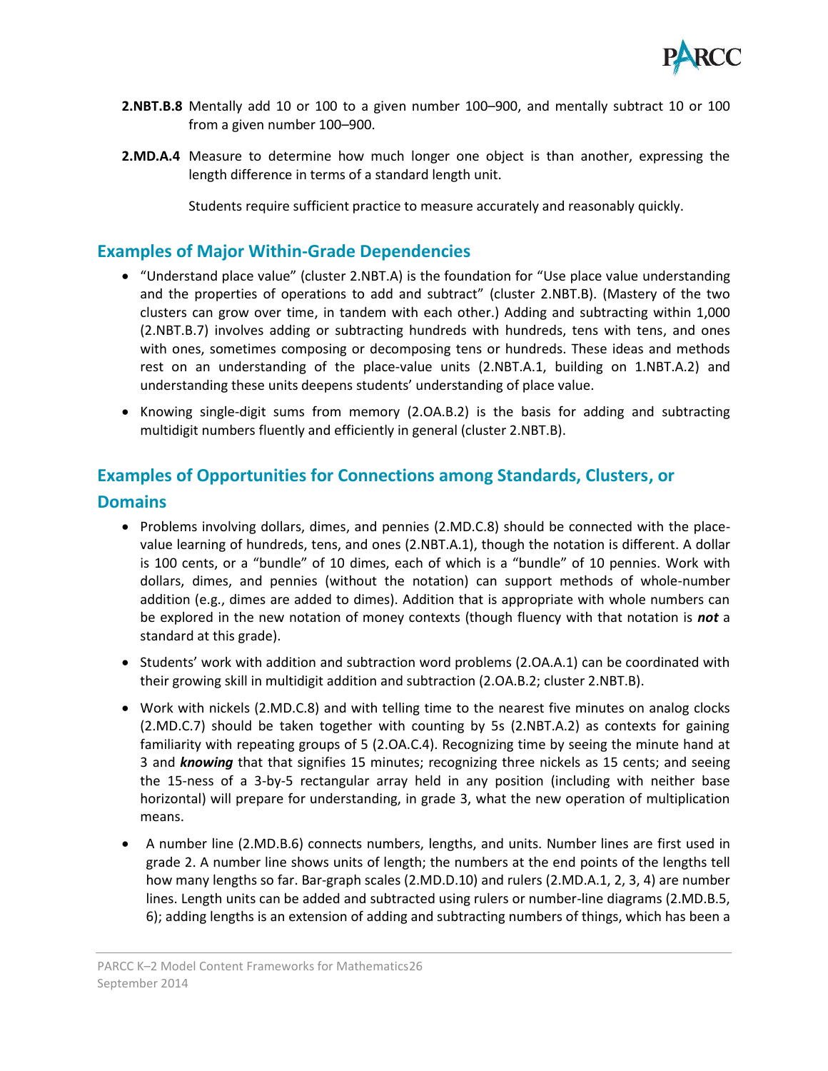**2.NBT.B.8** Mentally add 10 or 100 to a given number 100–900, and mentally subtract 10 or 100 from a given number 100–900.

**2.MD.A.4** Measure to determine how much longer one object is than another, expressing the length difference in terms of a standard length unit.

Students require sufficient practice to measure accurately and reasonably quickly.

## Examples of Major Within-Grade Dependencies

- "Understand place value" (cluster 2.NBT.A) is the foundation for "Use place value understanding and the properties of operations to add and subtract" (cluster 2.NBT.B). (Mastery of the two clusters can grow over time, in tandem with each other.) Adding and subtracting within 1,000 (2.NBT.B.7) involves adding or subtracting hundreds with hundreds, tens with tens, and ones with ones, sometimes composing or decomposing tens or hundreds. These ideas and methods rest on an understanding of the place-value units (2.NBT.A.1, building on 1.NBT.A.2) and understanding these units deepens students' understanding of place value.
- Knowing single-digit sums from memory (2.OA.B.2) is the basis for adding and subtracting multidigit numbers fluently and efficiently in general (cluster 2.NBT.B).

## Examples of Opportunities for Connections among Standards, Clusters, or Domains

- Problems involving dollars, dimes, and pennies (2.MD.C.8) should be connected with the place-value learning of hundreds, tens, and ones (2.NBT.A.1), though the notation is different. A dollar is 100 cents, or a "bundle" of 10 dimes, each of which is a "bundle" of 10 pennies. Work with dollars, dimes, and pennies (without the notation) can support methods of whole-number addition (e.g., dimes are added to dimes). Addition that is appropriate with whole numbers can be explored in the new notation of money contexts (though fluency with that notation is ***not*** a standard at this grade).
- Students' work with addition and subtraction word problems (2.OA.A.1) can be coordinated with their growing skill in multidigit addition and subtraction (2.OA.B.2; cluster 2.NBT.B).
- Work with nickels (2.MD.C.8) and with telling time to the nearest five minutes on analog clocks (2.MD.C.7) should be taken together with counting by 5s (2.NBT.A.2) as contexts for gaining familiarity with repeating groups of 5 (2.OA.C.4). Recognizing time by seeing the minute hand at 3 and ***knowing*** that that signifies 15 minutes; recognizing three nickels as 15 cents; and seeing the 15-ness of a 3-by-5 rectangular array held in any position (including with neither base horizontal) will prepare for understanding, in grade 3, what the new operation of multiplication means.
- A number line (2.MD.B.6) connects numbers, lengths, and units. Number lines are first used in grade 2. A number line shows units of length; the numbers at the end points of the lengths tell how many lengths so far. Bar-graph scales (2.MD.D.10) and rulers (2.MD.A.1, 2, 3, 4) are number lines. Length units can be added and subtracted using rulers or number-line diagrams (2.MD.B.5, 6); adding lengths is an extension of adding and subtracting numbers of things, which has been a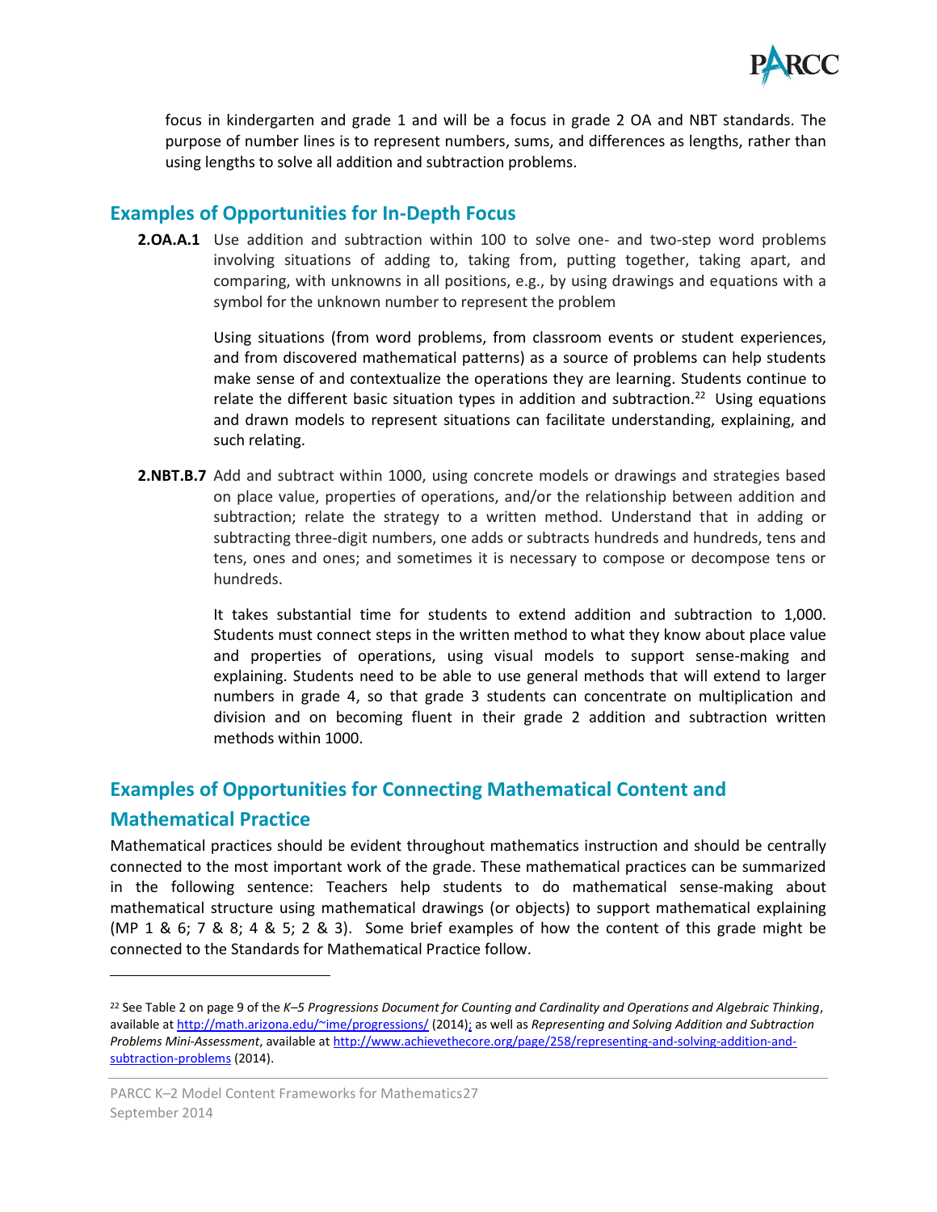focus in kindergarten and grade 1 and will be a focus in grade 2 OA and NBT standards. The purpose of number lines is to represent numbers, sums, and differences as lengths, rather than using lengths to solve all addition and subtraction problems.

## Examples of Opportunities for In-Depth Focus

**2.OA.A.1** Use addition and subtraction within 100 to solve one- and two-step word problems involving situations of adding to, taking from, putting together, taking apart, and comparing, with unknowns in all positions, e.g., by using drawings and equations with a symbol for the unknown number to represent the problem

Using situations (from word problems, from classroom events or student experiences, and from discovered mathematical patterns) as a source of problems can help students make sense of and contextualize the operations they are learning. Students continue to relate the different basic situation types in addition and subtraction.[22] Using equations and drawn models to represent situations can facilitate understanding, explaining, and such relating.

**2.NBT.B.7** Add and subtract within 1000, using concrete models or drawings and strategies based on place value, properties of operations, and/or the relationship between addition and subtraction; relate the strategy to a written method. Understand that in adding or subtracting three-digit numbers, one adds or subtracts hundreds and hundreds, tens and tens, ones and ones; and sometimes it is necessary to compose or decompose tens or hundreds.

It takes substantial time for students to extend addition and subtraction to 1,000. Students must connect steps in the written method to what they know about place value and properties of operations, using visual models to support sense-making and explaining. Students need to be able to use general methods that will extend to larger numbers in grade 4, so that grade 3 students can concentrate on multiplication and division and on becoming fluent in their grade 2 addition and subtraction written methods within 1000.

## Examples of Opportunities for Connecting Mathematical Content and Mathematical Practice

Mathematical practices should be evident throughout mathematics instruction and should be centrally connected to the most important work of the grade. These mathematical practices can be summarized in the following sentence: Teachers help students to do mathematical sense-making about mathematical structure using mathematical drawings (or objects) to support mathematical explaining (MP 1 & 6; 7 & 8; 4 & 5; 2 & 3). Some brief examples of how the content of this grade might be connected to the Standards for Mathematical Practice follow.

---

[22] See Table 2 on page 9 of the *K–5 Progressions Document for Counting and Cardinality and Operations and Algebraic Thinking*, available at http://math.arizona.edu/~ime/progressions/ (2014); as well as *Representing and Solving Addition and Subtraction Problems Mini-Assessment*, available at http://www.achievethecore.org/page/258/representing-and-solving-addition-and-subtraction-problems (2014).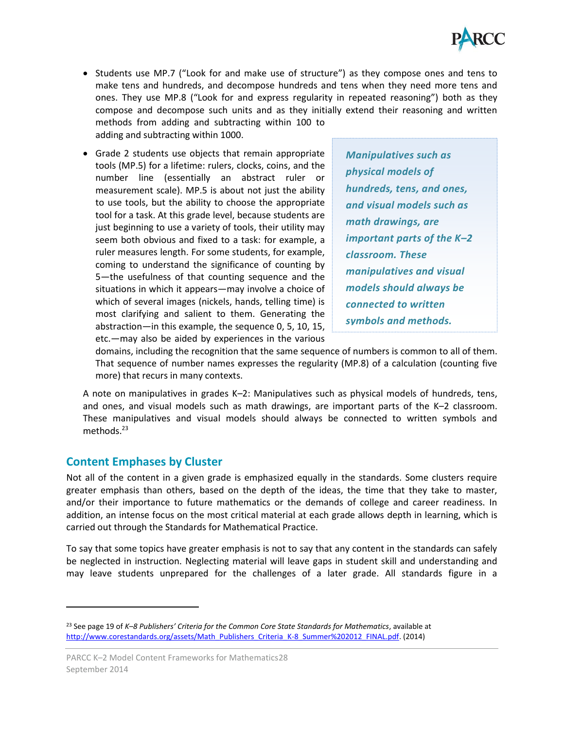- Students use MP.7 ("Look for and make use of structure") as they compose ones and tens to make tens and hundreds, and decompose hundreds and tens when they need more tens and ones. They use MP.8 ("Look for and express regularity in repeated reasoning") both as they compose and decompose such units and as they initially extend their reasoning and written methods from adding and subtracting within 100 to adding and subtracting within 1000.

- Grade 2 students use objects that remain appropriate tools (MP.5) for a lifetime: rulers, clocks, coins, and the number line (essentially an abstract ruler or measurement scale). MP.5 is about not just the ability to use tools, but the ability to choose the appropriate tool for a task. At this grade level, because students are just beginning to use a variety of tools, their utility may seem both obvious and fixed to a task: for example, a ruler measures length. For some students, for example, coming to understand the significance of counting by 5—the usefulness of that counting sequence and the situations in which it appears—may involve a choice of which of several images (nickels, hands, telling time) is most clarifying and salient to them. Generating the abstraction—in this example, the sequence 0, 5, 10, 15, etc.—may also be aided by experiences in the various domains, including the recognition that the same sequence of numbers is common to all of them. That sequence of number names expresses the regularity (MP.8) of a calculation (counting five more) that recurs in many contexts.

> ***Manipulatives such as physical models of hundreds, tens, and ones, and visual models such as math drawings, are important parts of the K–2 classroom. These manipulatives and visual models should always be connected to written symbols and methods.***

A note on manipulatives in grades K–2: Manipulatives such as physical models of hundreds, tens, and ones, and visual models such as math drawings, are important parts of the K–2 classroom. These manipulatives and visual models should always be connected to written symbols and methods.[23]

## Content Emphases by Cluster

Not all of the content in a given grade is emphasized equally in the standards. Some clusters require greater emphasis than others, based on the depth of the ideas, the time that they take to master, and/or their importance to future mathematics or the demands of college and career readiness. In addition, an intense focus on the most critical material at each grade allows depth in learning, which is carried out through the Standards for Mathematical Practice.

To say that some topics have greater emphasis is not to say that any content in the standards can safely be neglected in instruction. Neglecting material will leave gaps in student skill and understanding and may leave students unprepared for the challenges of a later grade. All standards figure in a

---

[23] See page 19 of *K–8 Publishers' Criteria for the Common Core State Standards for Mathematics*, available at http://www.corestandards.org/assets/Math_Publishers_Criteria_K-8_Summer%202012_FINAL.pdf. (2014)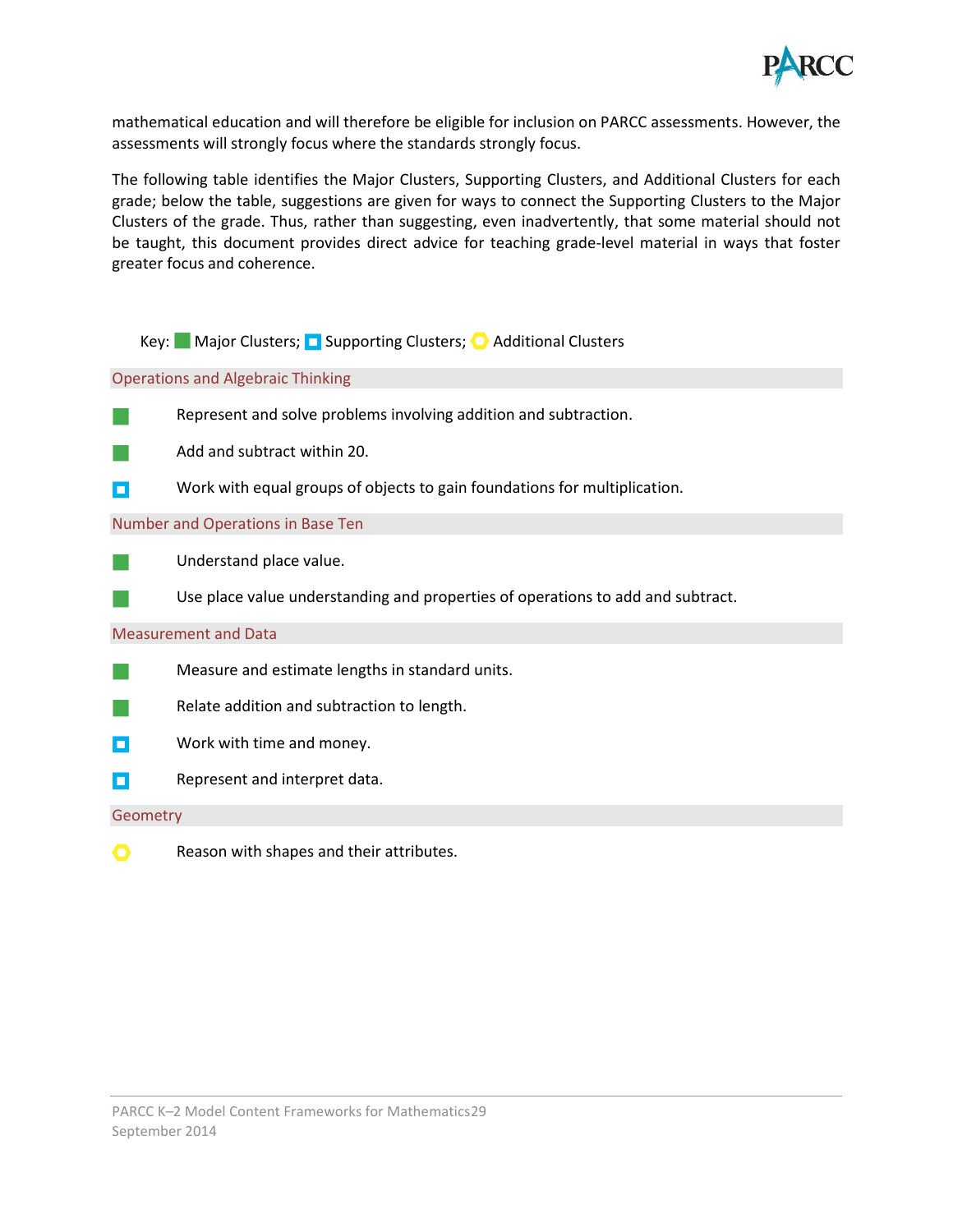mathematical education and will therefore be eligible for inclusion on PARCC assessments. However, the assessments will strongly focus where the standards strongly focus.

The following table identifies the Major Clusters, Supporting Clusters, and Additional Clusters for each grade; below the table, suggestions are given for ways to connect the Supporting Clusters to the Major Clusters of the grade. Thus, rather than suggesting, even inadvertently, that some material should not be taught, this document provides direct advice for teaching grade-level material in ways that foster greater focus and coherence.

Key: ■ Major Clusters; ◘ Supporting Clusters; ○ Additional Clusters

| | |
|---|---|
| **Operations and Algebraic Thinking** | |
| ■ | Represent and solve problems involving addition and subtraction. |
| ■ | Add and subtract within 20. |
| ◘ | Work with equal groups of objects to gain foundations for multiplication. |
| **Number and Operations in Base Ten** | |
| ■ | Understand place value. |
| ■ | Use place value understanding and properties of operations to add and subtract. |
| **Measurement and Data** | |
| ■ | Measure and estimate lengths in standard units. |
| ■ | Relate addition and subtraction to length. |
| ◘ | Work with time and money. |
| ◘ | Represent and interpret data. |
| **Geometry** | |
| ○ | Reason with shapes and their attributes. |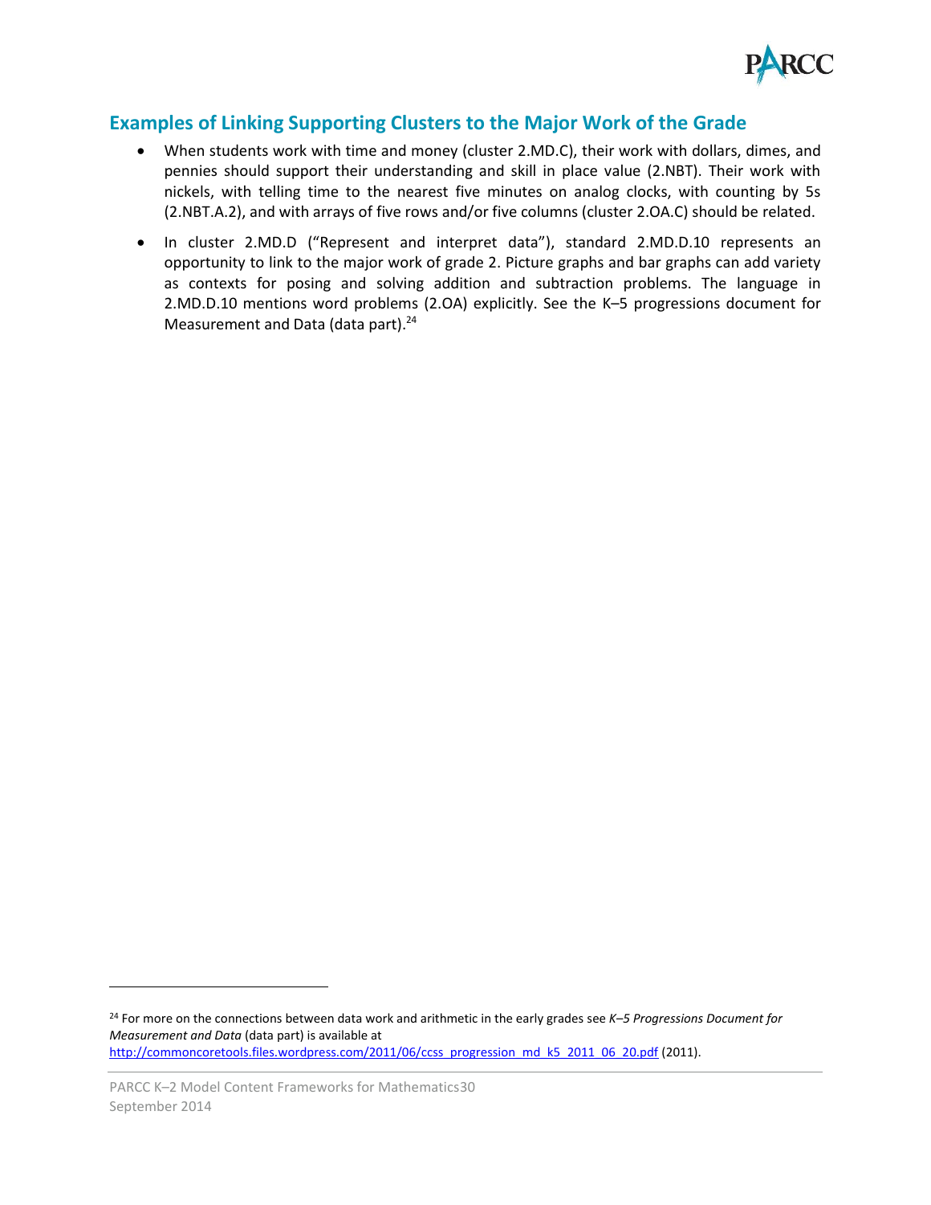## Examples of Linking Supporting Clusters to the Major Work of the Grade

- When students work with time and money (cluster 2.MD.C), their work with dollars, dimes, and pennies should support their understanding and skill in place value (2.NBT). Their work with nickels, with telling time to the nearest five minutes on analog clocks, with counting by 5s (2.NBT.A.2), and with arrays of five rows and/or five columns (cluster 2.OA.C) should be related.
- In cluster 2.MD.D ("Represent and interpret data"), standard 2.MD.D.10 represents an opportunity to link to the major work of grade 2. Picture graphs and bar graphs can add variety as contexts for posing and solving addition and subtraction problems. The language in 2.MD.D.10 mentions word problems (2.OA) explicitly. See the K–5 progressions document for Measurement and Data (data part).[24]

---

[24] For more on the connections between data work and arithmetic in the early grades see *K–5 Progressions Document for Measurement and Data* (data part) is available at http://commoncoretools.files.wordpress.com/2011/06/ccss_progression_md_k5_2011_06_20.pdf (2011).